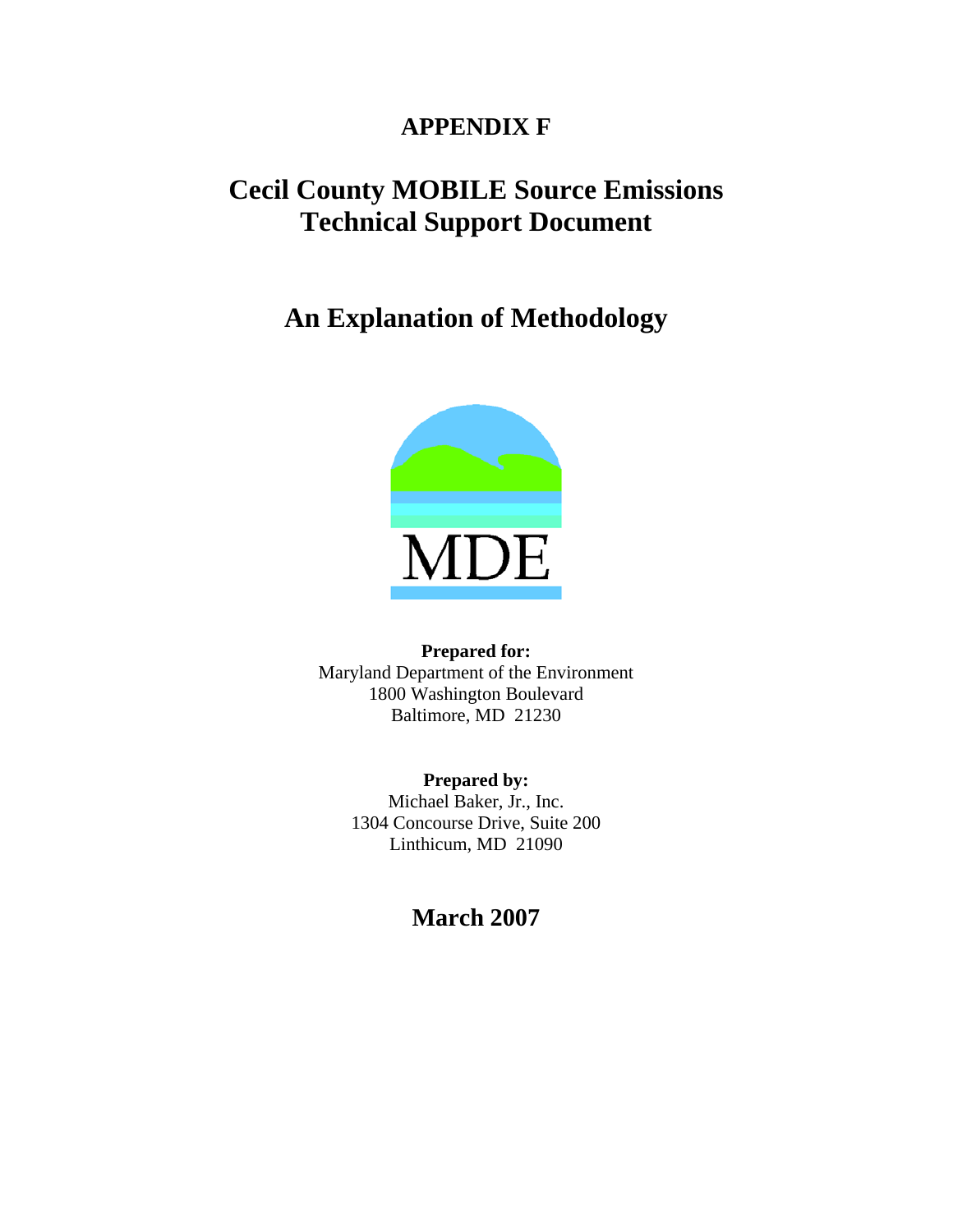# APPENDIX F

# Cecil County MOBILE Source Emissions Technical Support Document

## An Explanation of Methodology

**Prepared for:**
Maryland Department of the Environment
1800 Washington Boulevard
Baltimore, MD 21230

**Prepared by:**
Michael Baker, Jr., Inc.
1304 Concourse Drive, Suite 200
Linthicum, MD 21090

## March 2007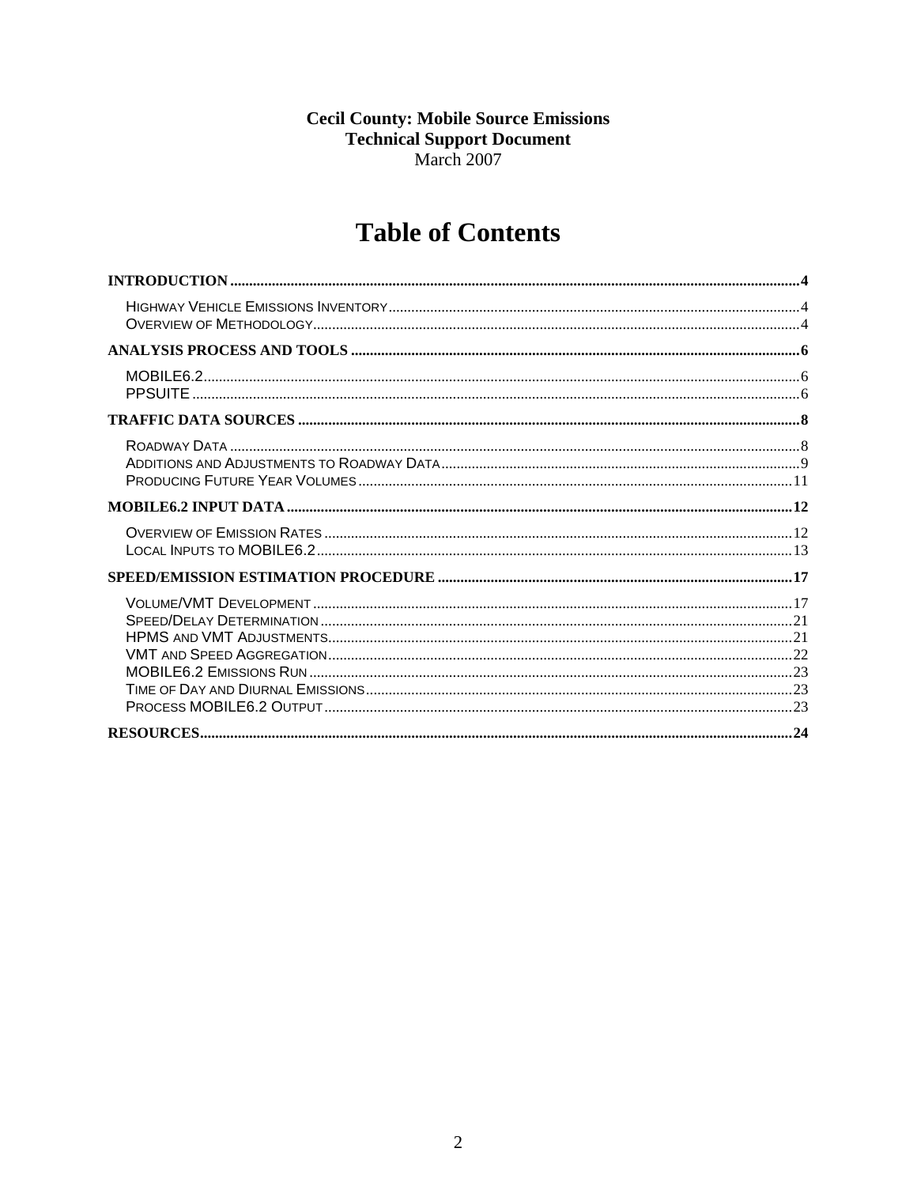**Cecil County: Mobile Source Emissions**
**Technical Support Document**
March 2007

# Table of Contents

**INTRODUCTION** .......... 4

- HIGHWAY VEHICLE EMISSIONS INVENTORY .......... 4
- OVERVIEW OF METHODOLOGY .......... 4

**ANALYSIS PROCESS AND TOOLS** .......... 6

- MOBILE6.2 .......... 6
- PPSUITE .......... 6

**TRAFFIC DATA SOURCES** .......... 8

- ROADWAY DATA .......... 8
- ADDITIONS AND ADJUSTMENTS TO ROADWAY DATA .......... 9
- PRODUCING FUTURE YEAR VOLUMES .......... 11

**MOBILE6.2 INPUT DATA** .......... 12

- OVERVIEW OF EMISSION RATES .......... 12
- LOCAL INPUTS TO MOBILE6.2 .......... 13

**SPEED/EMISSION ESTIMATION PROCEDURE** .......... 17

- VOLUME/VMT DEVELOPMENT .......... 17
- SPEED/DELAY DETERMINATION .......... 21
- HPMS AND VMT ADJUSTMENTS .......... 21
- VMT AND SPEED AGGREGATION .......... 22
- MOBILE6.2 EMISSIONS RUN .......... 23
- TIME OF DAY AND DIURNAL EMISSIONS .......... 23
- PROCESS MOBILE6.2 OUTPUT .......... 23

**RESOURCES** .......... 24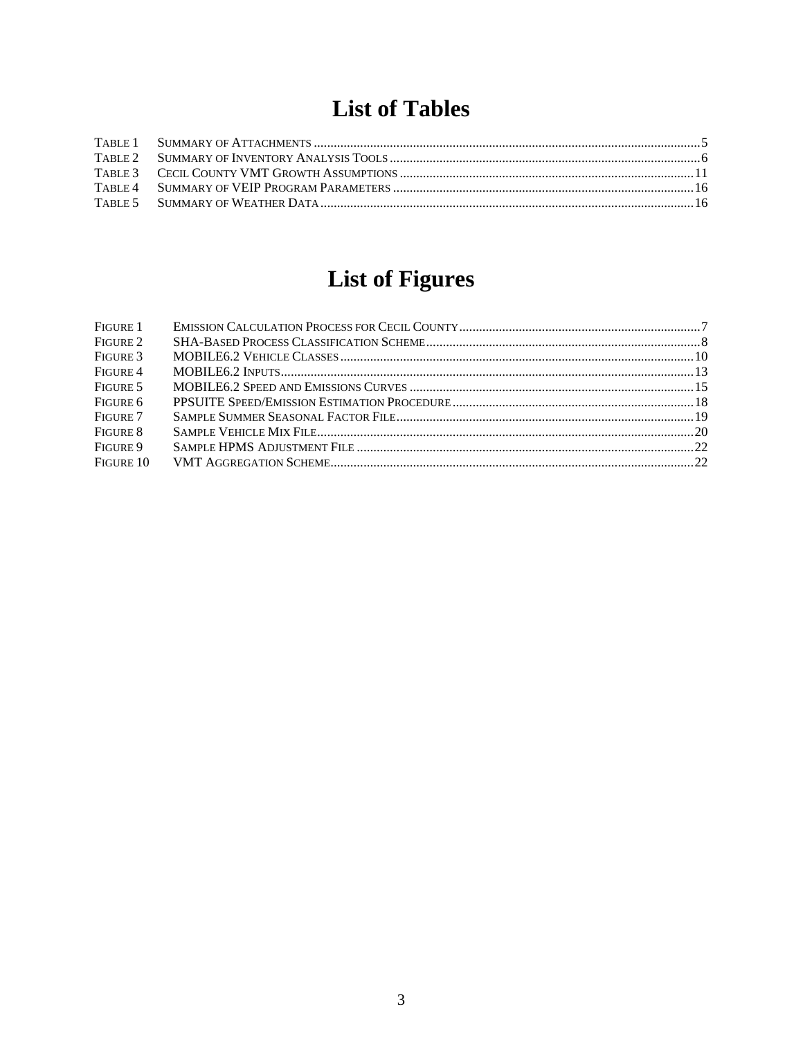# List of Tables

TABLE 1 SUMMARY OF ATTACHMENTS ....................................................................................................................5
TABLE 2 SUMMARY OF INVENTORY ANALYSIS TOOLS .............................................................................................6
TABLE 3 CECIL COUNTY VMT GROWTH ASSUMPTIONS ........................................................................................11
TABLE 4 SUMMARY OF VEIP PROGRAM PARAMETERS ..........................................................................................16
TABLE 5 SUMMARY OF WEATHER DATA ................................................................................................................16

# List of Figures

FIGURE 1 EMISSION CALCULATION PROCESS FOR CECIL COUNTY.........................................................................7
FIGURE 2 SHA-BASED PROCESS CLASSIFICATION SCHEME...................................................................................8
FIGURE 3 MOBILE6.2 VEHICLE CLASSES..........................................................................................................10
FIGURE 4 MOBILE6.2 INPUTS............................................................................................................................13
FIGURE 5 MOBILE6.2 SPEED AND EMISSIONS CURVES .....................................................................................15
FIGURE 6 PPSUITE SPEED/EMISSION ESTIMATION PROCEDURE .........................................................................18
FIGURE 7 SAMPLE SUMMER SEASONAL FACTOR FILE.........................................................................................19
FIGURE 8 SAMPLE VEHICLE MIX FILE.................................................................................................................20
FIGURE 9 SAMPLE HPMS ADJUSTMENT FILE .....................................................................................................22
FIGURE 10 VMT AGGREGATION SCHEME.............................................................................................................22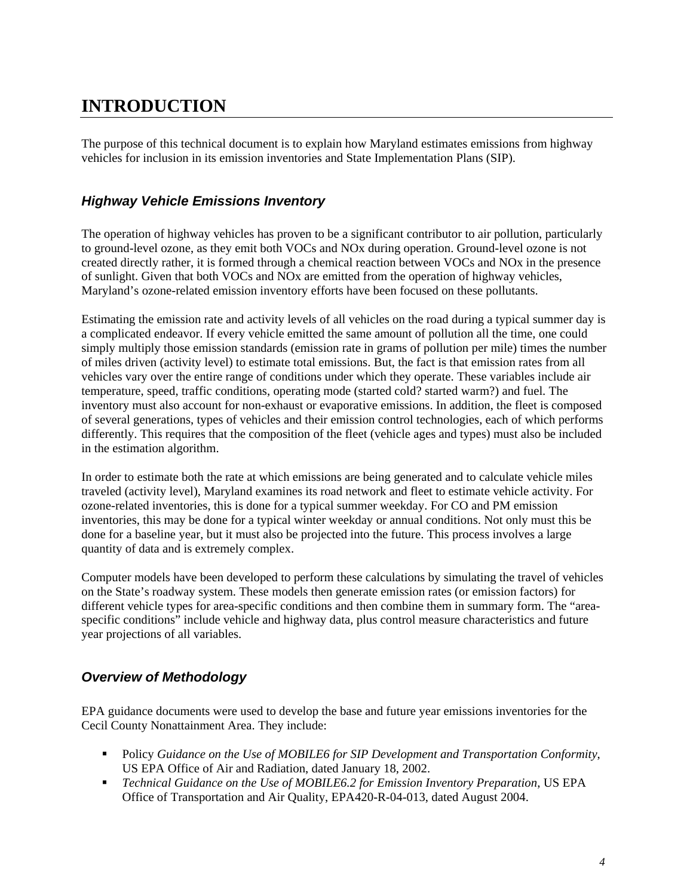# INTRODUCTION

The purpose of this technical document is to explain how Maryland estimates emissions from highway vehicles for inclusion in its emission inventories and State Implementation Plans (SIP).

## *Highway Vehicle Emissions Inventory*

The operation of highway vehicles has proven to be a significant contributor to air pollution, particularly to ground-level ozone, as they emit both VOCs and NOx during operation. Ground-level ozone is not created directly rather, it is formed through a chemical reaction between VOCs and NOx in the presence of sunlight. Given that both VOCs and NOx are emitted from the operation of highway vehicles, Maryland's ozone-related emission inventory efforts have been focused on these pollutants.

Estimating the emission rate and activity levels of all vehicles on the road during a typical summer day is a complicated endeavor. If every vehicle emitted the same amount of pollution all the time, one could simply multiply those emission standards (emission rate in grams of pollution per mile) times the number of miles driven (activity level) to estimate total emissions. But, the fact is that emission rates from all vehicles vary over the entire range of conditions under which they operate. These variables include air temperature, speed, traffic conditions, operating mode (started cold? started warm?) and fuel. The inventory must also account for non-exhaust or evaporative emissions. In addition, the fleet is composed of several generations, types of vehicles and their emission control technologies, each of which performs differently. This requires that the composition of the fleet (vehicle ages and types) must also be included in the estimation algorithm.

In order to estimate both the rate at which emissions are being generated and to calculate vehicle miles traveled (activity level), Maryland examines its road network and fleet to estimate vehicle activity. For ozone-related inventories, this is done for a typical summer weekday. For CO and PM emission inventories, this may be done for a typical winter weekday or annual conditions. Not only must this be done for a baseline year, but it must also be projected into the future. This process involves a large quantity of data and is extremely complex.

Computer models have been developed to perform these calculations by simulating the travel of vehicles on the State's roadway system. These models then generate emission rates (or emission factors) for different vehicle types for area-specific conditions and then combine them in summary form. The "area-specific conditions" include vehicle and highway data, plus control measure characteristics and future year projections of all variables.

## *Overview of Methodology*

EPA guidance documents were used to develop the base and future year emissions inventories for the Cecil County Nonattainment Area. They include:

- Policy *Guidance on the Use of MOBILE6 for SIP Development and Transportation Conformity*, US EPA Office of Air and Radiation, dated January 18, 2002.
- *Technical Guidance on the Use of MOBILE6.2 for Emission Inventory Preparation*, US EPA Office of Transportation and Air Quality, EPA420-R-04-013, dated August 2004.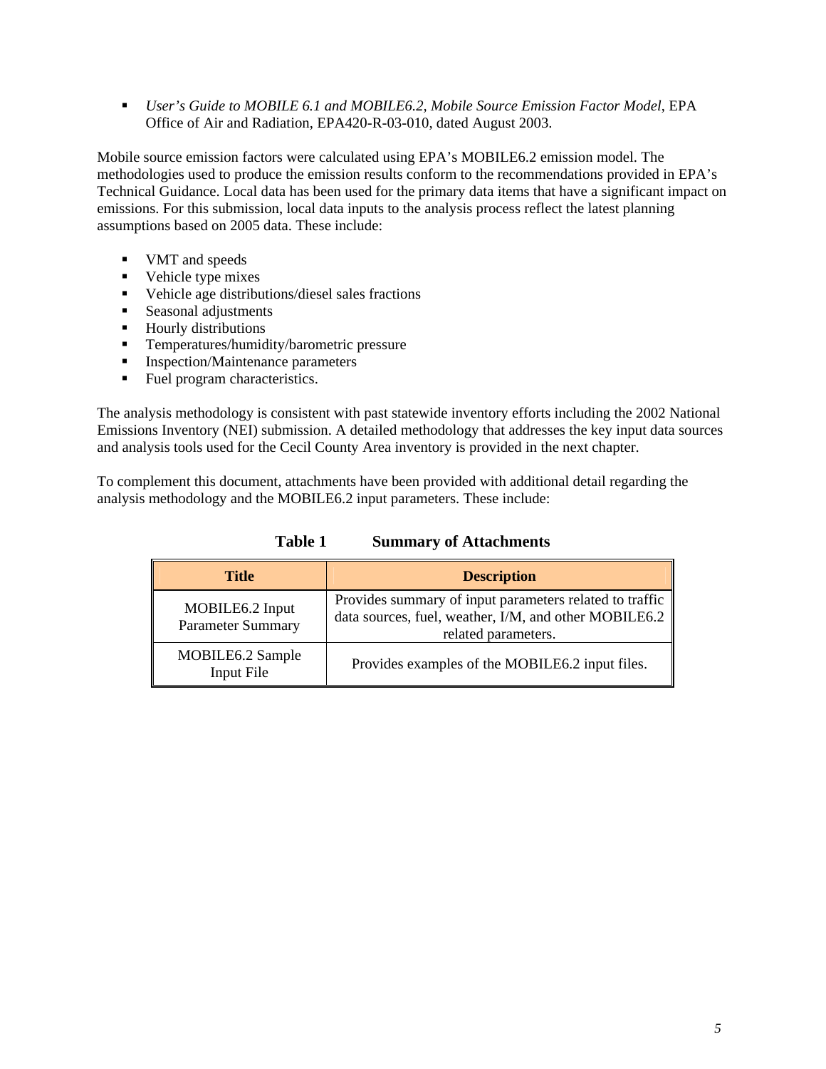- *User's Guide to MOBILE 6.1 and MOBILE6.2, Mobile Source Emission Factor Model*, EPA Office of Air and Radiation, EPA420-R-03-010, dated August 2003.

Mobile source emission factors were calculated using EPA's MOBILE6.2 emission model. The methodologies used to produce the emission results conform to the recommendations provided in EPA's Technical Guidance. Local data has been used for the primary data items that have a significant impact on emissions. For this submission, local data inputs to the analysis process reflect the latest planning assumptions based on 2005 data. These include:

- VMT and speeds
- Vehicle type mixes
- Vehicle age distributions/diesel sales fractions
- Seasonal adjustments
- Hourly distributions
- Temperatures/humidity/barometric pressure
- Inspection/Maintenance parameters
- Fuel program characteristics.

The analysis methodology is consistent with past statewide inventory efforts including the 2002 National Emissions Inventory (NEI) submission. A detailed methodology that addresses the key input data sources and analysis tools used for the Cecil County Area inventory is provided in the next chapter.

To complement this document, attachments have been provided with additional detail regarding the analysis methodology and the MOBILE6.2 input parameters. These include:

**Table 1 Summary of Attachments**

| Title | Description |
| --- | --- |
| MOBILE6.2 Input Parameter Summary | Provides summary of input parameters related to traffic data sources, fuel, weather, I/M, and other MOBILE6.2 related parameters. |
| MOBILE6.2 Sample Input File | Provides examples of the MOBILE6.2 input files. |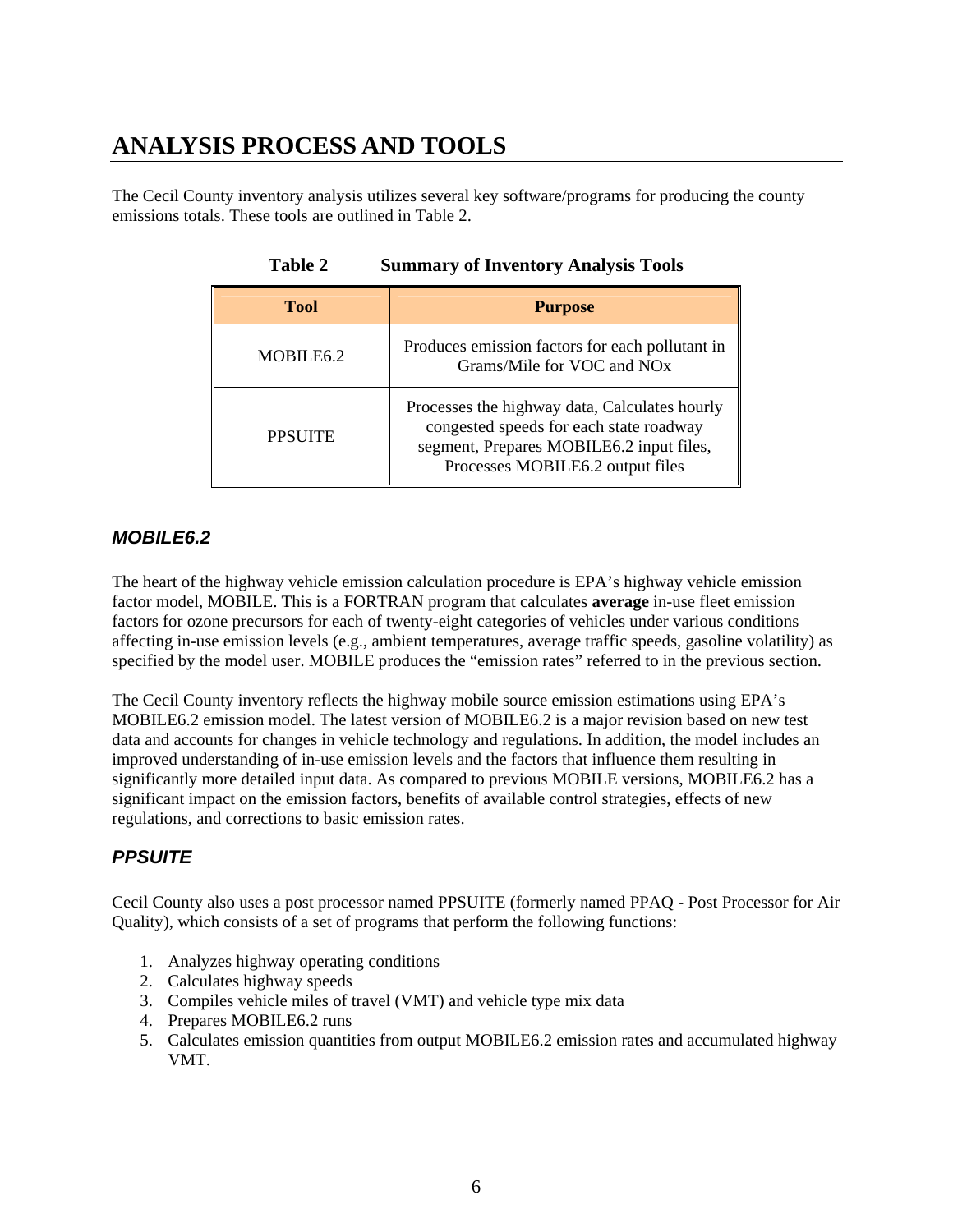# ANALYSIS PROCESS AND TOOLS

The Cecil County inventory analysis utilizes several key software/programs for producing the county emissions totals. These tools are outlined in Table 2.

**Table 2 Summary of Inventory Analysis Tools**

| Tool | Purpose |
|---|---|
| MOBILE6.2 | Produces emission factors for each pollutant in Grams/Mile for VOC and NOx |
| PPSUITE | Processes the highway data, Calculates hourly congested speeds for each state roadway segment, Prepares MOBILE6.2 input files, Processes MOBILE6.2 output files |

### *MOBILE6.2*

The heart of the highway vehicle emission calculation procedure is EPA's highway vehicle emission factor model, MOBILE. This is a FORTRAN program that calculates **average** in-use fleet emission factors for ozone precursors for each of twenty-eight categories of vehicles under various conditions affecting in-use emission levels (e.g., ambient temperatures, average traffic speeds, gasoline volatility) as specified by the model user. MOBILE produces the "emission rates" referred to in the previous section.

The Cecil County inventory reflects the highway mobile source emission estimations using EPA's MOBILE6.2 emission model. The latest version of MOBILE6.2 is a major revision based on new test data and accounts for changes in vehicle technology and regulations. In addition, the model includes an improved understanding of in-use emission levels and the factors that influence them resulting in significantly more detailed input data. As compared to previous MOBILE versions, MOBILE6.2 has a significant impact on the emission factors, benefits of available control strategies, effects of new regulations, and corrections to basic emission rates.

### *PPSUITE*

Cecil County also uses a post processor named PPSUITE (formerly named PPAQ - Post Processor for Air Quality), which consists of a set of programs that perform the following functions:

1. Analyzes highway operating conditions
2. Calculates highway speeds
3. Compiles vehicle miles of travel (VMT) and vehicle type mix data
4. Prepares MOBILE6.2 runs
5. Calculates emission quantities from output MOBILE6.2 emission rates and accumulated highway VMT.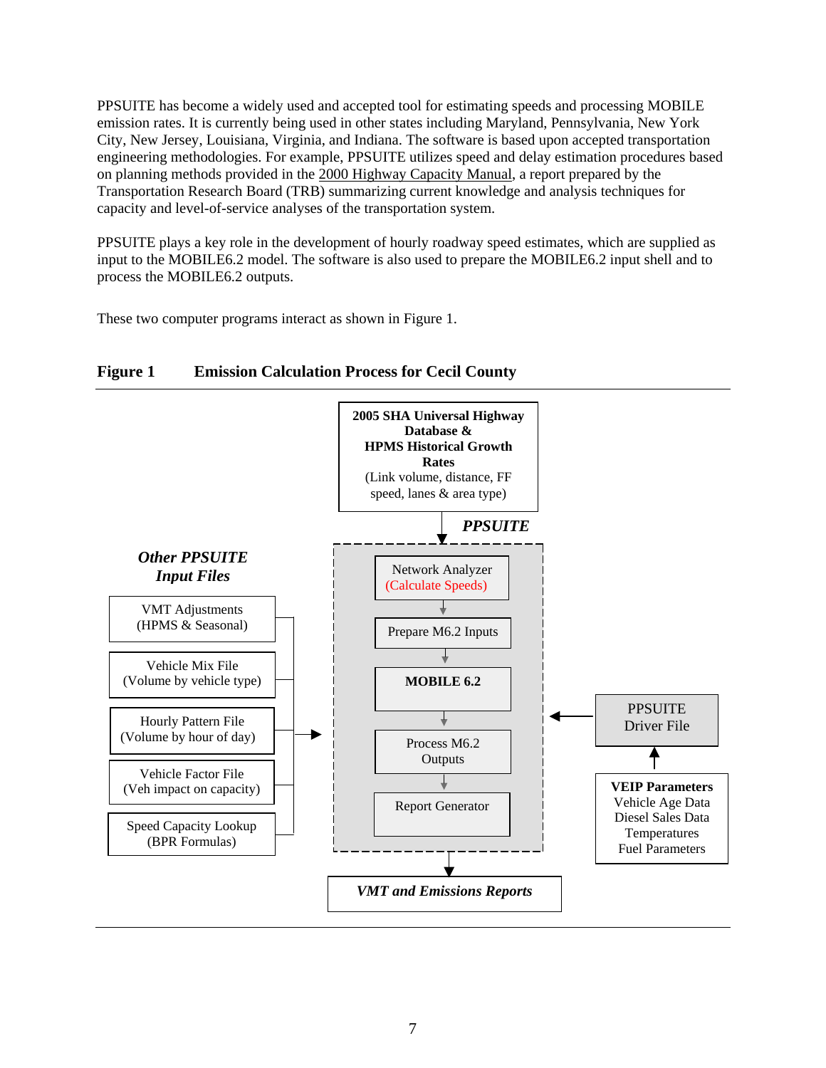PPSUITE has become a widely used and accepted tool for estimating speeds and processing MOBILE emission rates. It is currently being used in other states including Maryland, Pennsylvania, New York City, New Jersey, Louisiana, Virginia, and Indiana. The software is based upon accepted transportation engineering methodologies. For example, PPSUITE utilizes speed and delay estimation procedures based on planning methods provided in the 2000 Highway Capacity Manual, a report prepared by the Transportation Research Board (TRB) summarizing current knowledge and analysis techniques for capacity and level-of-service analyses of the transportation system.

PPSUITE plays a key role in the development of hourly roadway speed estimates, which are supplied as input to the MOBILE6.2 model. The software is also used to prepare the MOBILE6.2 input shell and to process the MOBILE6.2 outputs.

These two computer programs interact as shown in Figure 1.

**Figure 1 Emission Calculation Process for Cecil County**

**2005 SHA Universal Highway Database & HPMS Historical Growth Rates**
(Link volume, distance, FF speed, lanes & area type)

***PPSUITE***

- Network Analyzer (Calculate Speeds)
- Prepare M6.2 Inputs
- **MOBILE 6.2**
- Process M6.2 Outputs
- Report Generator

***Other PPSUITE Input Files***

- VMT Adjustments (HPMS & Seasonal)
- Vehicle Mix File (Volume by vehicle type)
- Hourly Pattern File (Volume by hour of day)
- Vehicle Factor File (Veh impact on capacity)
- Speed Capacity Lookup (BPR Formulas)

PPSUITE Driver File

**VEIP Parameters**
Vehicle Age Data
Diesel Sales Data
Temperatures
Fuel Parameters

***VMT and Emissions Reports***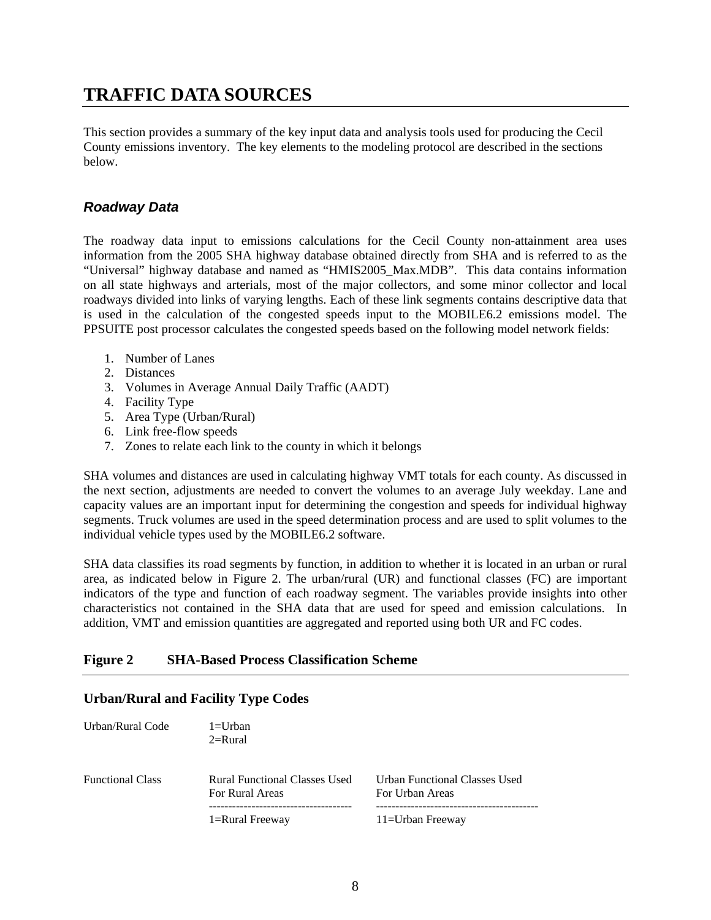# TRAFFIC DATA SOURCES

This section provides a summary of the key input data and analysis tools used for producing the Cecil County emissions inventory. The key elements to the modeling protocol are described in the sections below.

## *Roadway Data*

The roadway data input to emissions calculations for the Cecil County non-attainment area uses information from the 2005 SHA highway database obtained directly from SHA and is referred to as the "Universal" highway database and named as "HMIS2005_Max.MDB". This data contains information on all state highways and arterials, most of the major collectors, and some minor collector and local roadways divided into links of varying lengths. Each of these link segments contains descriptive data that is used in the calculation of the congested speeds input to the MOBILE6.2 emissions model. The PPSUITE post processor calculates the congested speeds based on the following model network fields:

1. Number of Lanes
2. Distances
3. Volumes in Average Annual Daily Traffic (AADT)
4. Facility Type
5. Area Type (Urban/Rural)
6. Link free-flow speeds
7. Zones to relate each link to the county in which it belongs

SHA volumes and distances are used in calculating highway VMT totals for each county. As discussed in the next section, adjustments are needed to convert the volumes to an average July weekday. Lane and capacity values are an important input for determining the congestion and speeds for individual highway segments. Truck volumes are used in the speed determination process and are used to split volumes to the individual vehicle types used by the MOBILE6.2 software.

SHA data classifies its road segments by function, in addition to whether it is located in an urban or rural area, as indicated below in Figure 2. The urban/rural (UR) and functional classes (FC) are important indicators of the type and function of each roadway segment. The variables provide insights into other characteristics not contained in the SHA data that are used for speed and emission calculations. In addition, VMT and emission quantities are aggregated and reported using both UR and FC codes.

**Figure 2 SHA-Based Process Classification Scheme**

### Urban/Rural and Facility Type Codes

| | | |
|---|---|---|
| Urban/Rural Code | 1=Urban<br>2=Rural | |
| Functional Class | Rural Functional Classes Used For Rural Areas | Urban Functional Classes Used For Urban Areas |
| | 1=Rural Freeway | 11=Urban Freeway |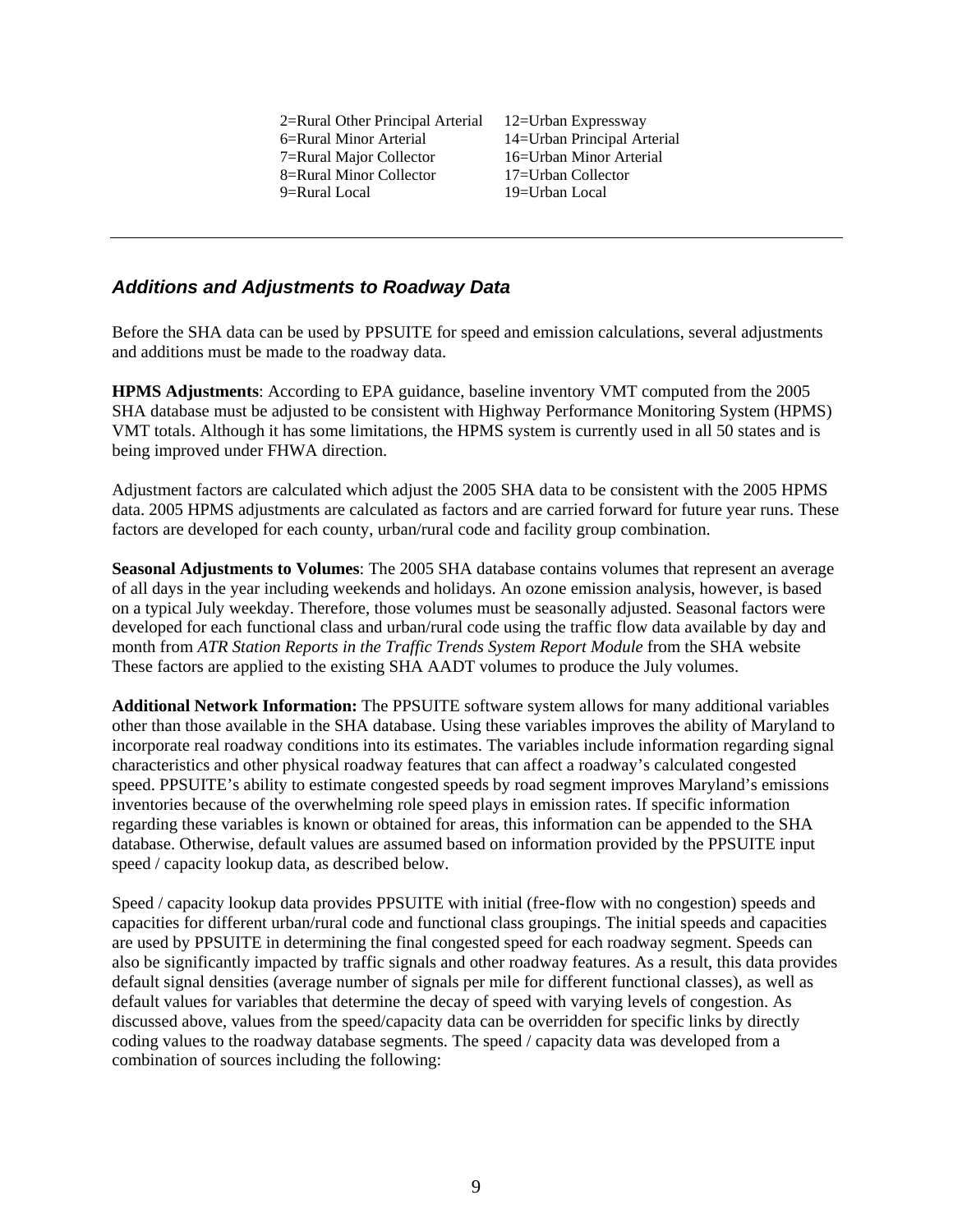2=Rural Other Principal Arterial
6=Rural Minor Arterial
7=Rural Major Collector
8=Rural Minor Collector
9=Rural Local
12=Urban Expressway
14=Urban Principal Arterial
16=Urban Minor Arterial
17=Urban Collector
19=Urban Local

---

### *Additions and Adjustments to Roadway Data*

Before the SHA data can be used by PPSUITE for speed and emission calculations, several adjustments and additions must be made to the roadway data.

**HPMS Adjustments**: According to EPA guidance, baseline inventory VMT computed from the 2005 SHA database must be adjusted to be consistent with Highway Performance Monitoring System (HPMS) VMT totals. Although it has some limitations, the HPMS system is currently used in all 50 states and is being improved under FHWA direction.

Adjustment factors are calculated which adjust the 2005 SHA data to be consistent with the 2005 HPMS data. 2005 HPMS adjustments are calculated as factors and are carried forward for future year runs. These factors are developed for each county, urban/rural code and facility group combination.

**Seasonal Adjustments to Volumes**: The 2005 SHA database contains volumes that represent an average of all days in the year including weekends and holidays. An ozone emission analysis, however, is based on a typical July weekday. Therefore, those volumes must be seasonally adjusted. Seasonal factors were developed for each functional class and urban/rural code using the traffic flow data available by day and month from *ATR Station Reports in the Traffic Trends System Report Module* from the SHA website These factors are applied to the existing SHA AADT volumes to produce the July volumes.

**Additional Network Information:** The PPSUITE software system allows for many additional variables other than those available in the SHA database. Using these variables improves the ability of Maryland to incorporate real roadway conditions into its estimates. The variables include information regarding signal characteristics and other physical roadway features that can affect a roadway's calculated congested speed. PPSUITE's ability to estimate congested speeds by road segment improves Maryland's emissions inventories because of the overwhelming role speed plays in emission rates. If specific information regarding these variables is known or obtained for areas, this information can be appended to the SHA database. Otherwise, default values are assumed based on information provided by the PPSUITE input speed / capacity lookup data, as described below.

Speed / capacity lookup data provides PPSUITE with initial (free-flow with no congestion) speeds and capacities for different urban/rural code and functional class groupings. The initial speeds and capacities are used by PPSUITE in determining the final congested speed for each roadway segment. Speeds can also be significantly impacted by traffic signals and other roadway features. As a result, this data provides default signal densities (average number of signals per mile for different functional classes), as well as default values for variables that determine the decay of speed with varying levels of congestion. As discussed above, values from the speed/capacity data can be overridden for specific links by directly coding values to the roadway database segments. The speed / capacity data was developed from a combination of sources including the following: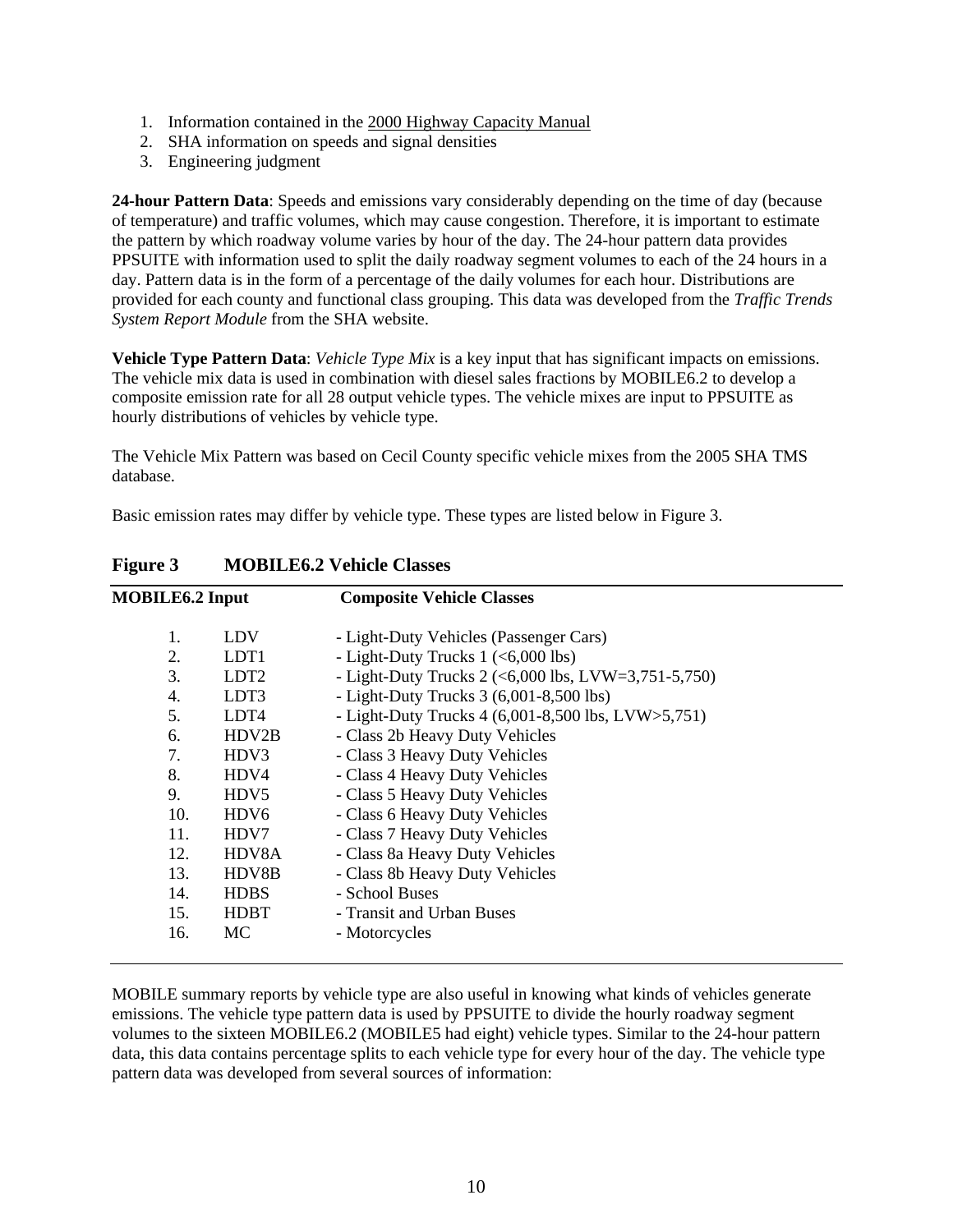1. Information contained in the 2000 Highway Capacity Manual
2. SHA information on speeds and signal densities
3. Engineering judgment

**24-hour Pattern Data**: Speeds and emissions vary considerably depending on the time of day (because of temperature) and traffic volumes, which may cause congestion. Therefore, it is important to estimate the pattern by which roadway volume varies by hour of the day. The 24-hour pattern data provides PPSUITE with information used to split the daily roadway segment volumes to each of the 24 hours in a day. Pattern data is in the form of a percentage of the daily volumes for each hour. Distributions are provided for each county and functional class grouping. This data was developed from the *Traffic Trends System Report Module* from the SHA website.

**Vehicle Type Pattern Data**: *Vehicle Type Mix* is a key input that has significant impacts on emissions. The vehicle mix data is used in combination with diesel sales fractions by MOBILE6.2 to develop a composite emission rate for all 28 output vehicle types. The vehicle mixes are input to PPSUITE as hourly distributions of vehicles by vehicle type.

The Vehicle Mix Pattern was based on Cecil County specific vehicle mixes from the 2005 SHA TMS database.

Basic emission rates may differ by vehicle type. These types are listed below in Figure 3.

**Figure 3 MOBILE6.2 Vehicle Classes**

| MOBILE6.2 Input | | Composite Vehicle Classes |
|---|---|---|
| 1. | LDV | - Light-Duty Vehicles (Passenger Cars) |
| 2. | LDT1 | - Light-Duty Trucks 1 (<6,000 lbs) |
| 3. | LDT2 | - Light-Duty Trucks 2 (<6,000 lbs, LVW=3,751-5,750) |
| 4. | LDT3 | - Light-Duty Trucks 3 (6,001-8,500 lbs) |
| 5. | LDT4 | - Light-Duty Trucks 4 (6,001-8,500 lbs, LVW>5,751) |
| 6. | HDV2B | - Class 2b Heavy Duty Vehicles |
| 7. | HDV3 | - Class 3 Heavy Duty Vehicles |
| 8. | HDV4 | - Class 4 Heavy Duty Vehicles |
| 9. | HDV5 | - Class 5 Heavy Duty Vehicles |
| 10. | HDV6 | - Class 6 Heavy Duty Vehicles |
| 11. | HDV7 | - Class 7 Heavy Duty Vehicles |
| 12. | HDV8A | - Class 8a Heavy Duty Vehicles |
| 13. | HDV8B | - Class 8b Heavy Duty Vehicles |
| 14. | HDBS | - School Buses |
| 15. | HDBT | - Transit and Urban Buses |
| 16. | MC | - Motorcycles |

MOBILE summary reports by vehicle type are also useful in knowing what kinds of vehicles generate emissions. The vehicle type pattern data is used by PPSUITE to divide the hourly roadway segment volumes to the sixteen MOBILE6.2 (MOBILE5 had eight) vehicle types. Similar to the 24-hour pattern data, this data contains percentage splits to each vehicle type for every hour of the day. The vehicle type pattern data was developed from several sources of information: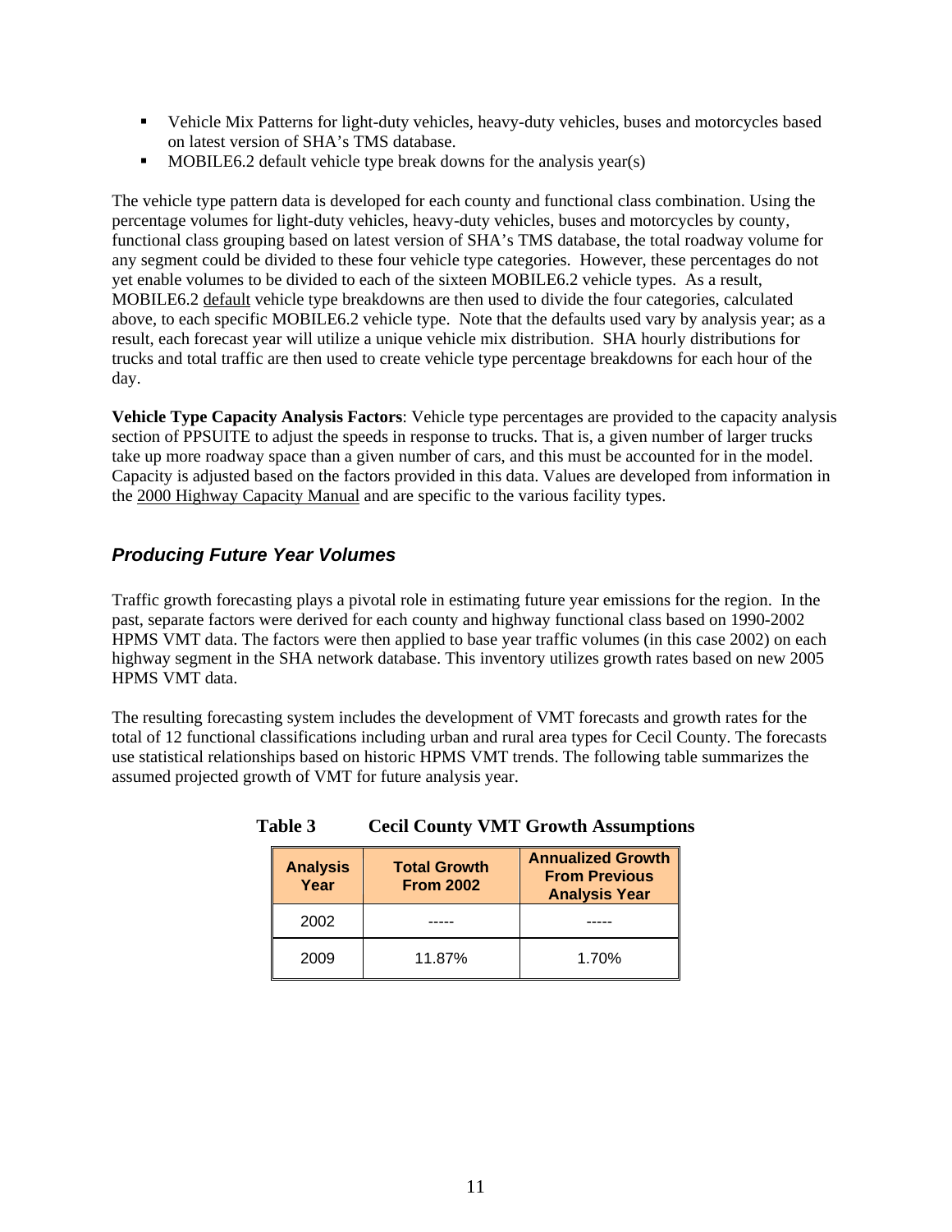- Vehicle Mix Patterns for light-duty vehicles, heavy-duty vehicles, buses and motorcycles based on latest version of SHA's TMS database.
- MOBILE6.2 default vehicle type break downs for the analysis year(s)

The vehicle type pattern data is developed for each county and functional class combination. Using the percentage volumes for light-duty vehicles, heavy-duty vehicles, buses and motorcycles by county, functional class grouping based on latest version of SHA's TMS database, the total roadway volume for any segment could be divided to these four vehicle type categories. However, these percentages do not yet enable volumes to be divided to each of the sixteen MOBILE6.2 vehicle types. As a result, MOBILE6.2 default vehicle type breakdowns are then used to divide the four categories, calculated above, to each specific MOBILE6.2 vehicle type. Note that the defaults used vary by analysis year; as a result, each forecast year will utilize a unique vehicle mix distribution. SHA hourly distributions for trucks and total traffic are then used to create vehicle type percentage breakdowns for each hour of the day.

**Vehicle Type Capacity Analysis Factors**: Vehicle type percentages are provided to the capacity analysis section of PPSUITE to adjust the speeds in response to trucks. That is, a given number of larger trucks take up more roadway space than a given number of cars, and this must be accounted for in the model. Capacity is adjusted based on the factors provided in this data. Values are developed from information in the 2000 Highway Capacity Manual and are specific to the various facility types.

### *Producing Future Year Volumes*

Traffic growth forecasting plays a pivotal role in estimating future year emissions for the region. In the past, separate factors were derived for each county and highway functional class based on 1990-2002 HPMS VMT data. The factors were then applied to base year traffic volumes (in this case 2002) on each highway segment in the SHA network database. This inventory utilizes growth rates based on new 2005 HPMS VMT data.

The resulting forecasting system includes the development of VMT forecasts and growth rates for the total of 12 functional classifications including urban and rural area types for Cecil County. The forecasts use statistical relationships based on historic HPMS VMT trends. The following table summarizes the assumed projected growth of VMT for future analysis year.

**Table 3 Cecil County VMT Growth Assumptions**

| Analysis Year | Total Growth From 2002 | Annualized Growth From Previous Analysis Year |
|---|---|---|
| 2002 | ----- | ----- |
| 2009 | 11.87% | 1.70% |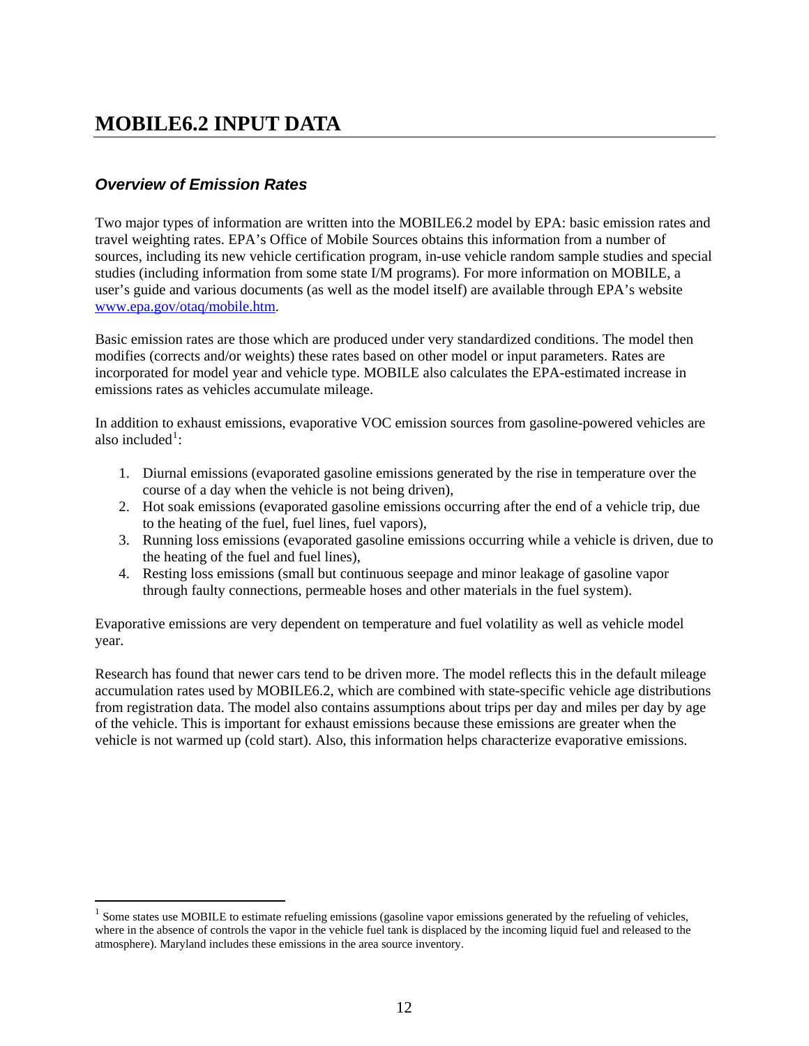# MOBILE6.2 INPUT DATA

## *Overview of Emission Rates*

Two major types of information are written into the MOBILE6.2 model by EPA: basic emission rates and travel weighting rates. EPA's Office of Mobile Sources obtains this information from a number of sources, including its new vehicle certification program, in-use vehicle random sample studies and special studies (including information from some state I/M programs). For more information on MOBILE, a user's guide and various documents (as well as the model itself) are available through EPA's website [www.epa.gov/otaq/mobile.htm](http://www.epa.gov/otaq/mobile.htm).

Basic emission rates are those which are produced under very standardized conditions. The model then modifies (corrects and/or weights) these rates based on other model or input parameters. Rates are incorporated for model year and vehicle type. MOBILE also calculates the EPA-estimated increase in emissions rates as vehicles accumulate mileage.

In addition to exhaust emissions, evaporative VOC emission sources from gasoline-powered vehicles are also included[1]:

1. Diurnal emissions (evaporated gasoline emissions generated by the rise in temperature over the course of a day when the vehicle is not being driven),
2. Hot soak emissions (evaporated gasoline emissions occurring after the end of a vehicle trip, due to the heating of the fuel, fuel lines, fuel vapors),
3. Running loss emissions (evaporated gasoline emissions occurring while a vehicle is driven, due to the heating of the fuel and fuel lines),
4. Resting loss emissions (small but continuous seepage and minor leakage of gasoline vapor through faulty connections, permeable hoses and other materials in the fuel system).

Evaporative emissions are very dependent on temperature and fuel volatility as well as vehicle model year.

Research has found that newer cars tend to be driven more. The model reflects this in the default mileage accumulation rates used by MOBILE6.2, which are combined with state-specific vehicle age distributions from registration data. The model also contains assumptions about trips per day and miles per day by age of the vehicle. This is important for exhaust emissions because these emissions are greater when the vehicle is not warmed up (cold start). Also, this information helps characterize evaporative emissions.

---

[1] Some states use MOBILE to estimate refueling emissions (gasoline vapor emissions generated by the refueling of vehicles, where in the absence of controls the vapor in the vehicle fuel tank is displaced by the incoming liquid fuel and released to the atmosphere). Maryland includes these emissions in the area source inventory.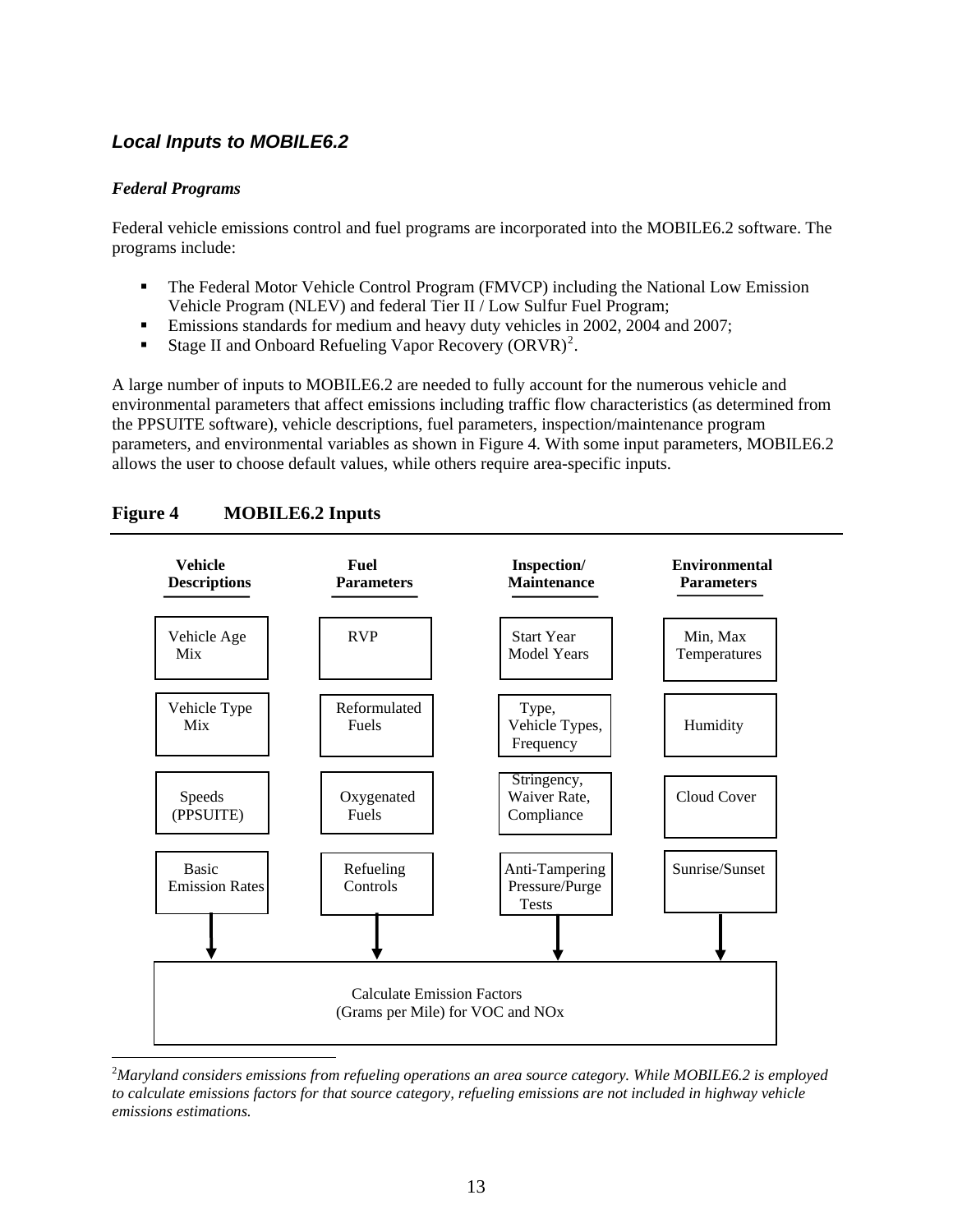### *Local Inputs to MOBILE6.2*

***Federal Programs***

Federal vehicle emissions control and fuel programs are incorporated into the MOBILE6.2 software. The programs include:

- The Federal Motor Vehicle Control Program (FMVCP) including the National Low Emission Vehicle Program (NLEV) and federal Tier II / Low Sulfur Fuel Program;
- Emissions standards for medium and heavy duty vehicles in 2002, 2004 and 2007;
- Stage II and Onboard Refueling Vapor Recovery (ORVR)[2].

A large number of inputs to MOBILE6.2 are needed to fully account for the numerous vehicle and environmental parameters that affect emissions including traffic flow characteristics (as determined from the PPSUITE software), vehicle descriptions, fuel parameters, inspection/maintenance program parameters, and environmental variables as shown in Figure 4. With some input parameters, MOBILE6.2 allows the user to choose default values, while others require area-specific inputs.

**Figure 4 MOBILE6.2 Inputs**

| Vehicle Descriptions | Fuel Parameters | Inspection/ Maintenance | Environmental Parameters |
|---|---|---|---|
| Vehicle Age Mix | RVP | Start Year Model Years | Min, Max Temperatures |
| Vehicle Type Mix | Reformulated Fuels | Type, Vehicle Types, Frequency | Humidity |
| Speeds (PPSUITE) | Oxygenated Fuels | Stringency, Waiver Rate, Compliance | Cloud Cover |
| Basic Emission Rates | Refueling Controls | Anti-Tampering Pressure/Purge Tests | Sunrise/Sunset |

↓

Calculate Emission Factors (Grams per Mile) for VOC and NOx

[2]*Maryland considers emissions from refueling operations an area source category. While MOBILE6.2 is employed to calculate emissions factors for that source category, refueling emissions are not included in highway vehicle emissions estimations.*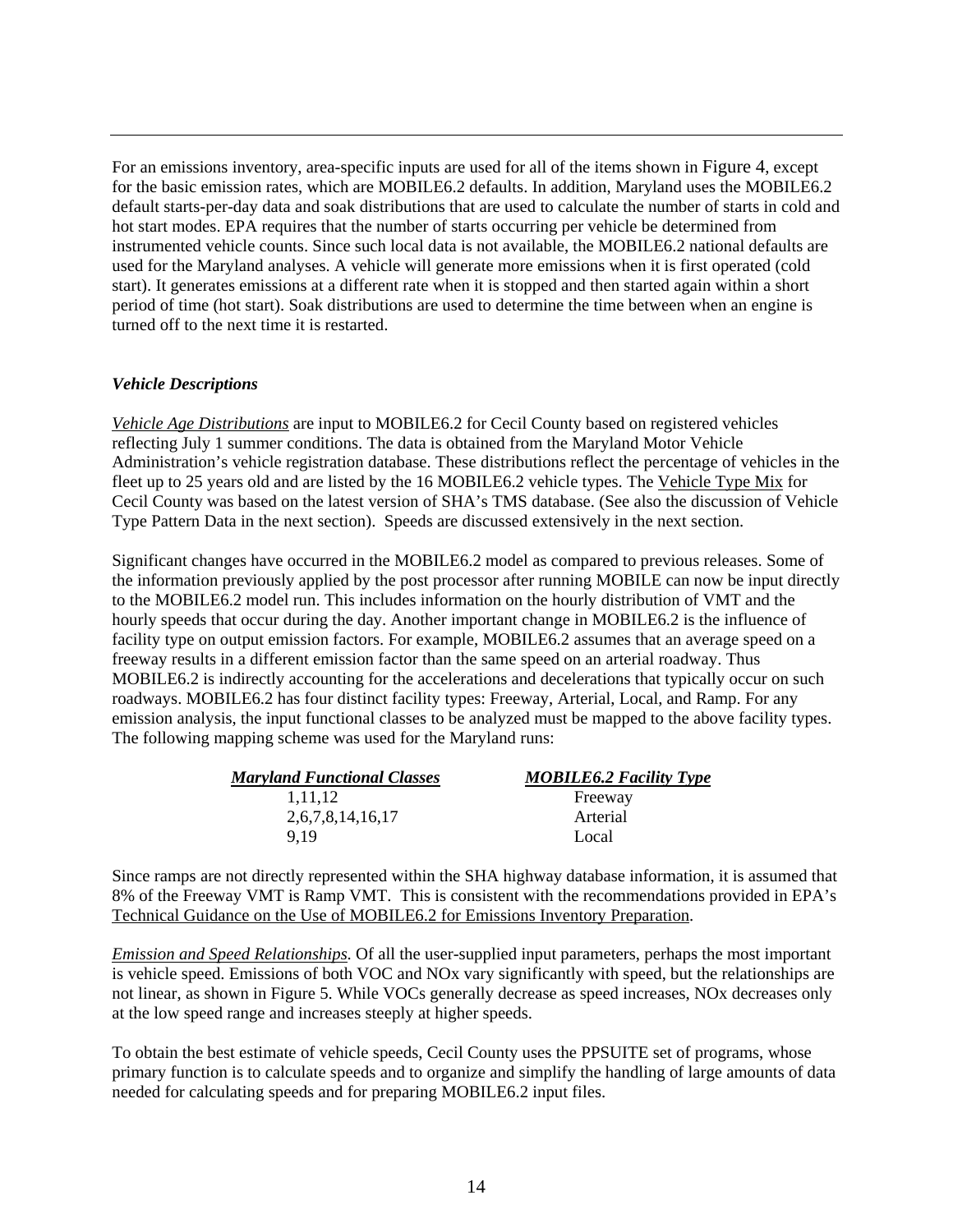For an emissions inventory, area-specific inputs are used for all of the items shown in Figure 4, except for the basic emission rates, which are MOBILE6.2 defaults. In addition, Maryland uses the MOBILE6.2 default starts-per-day data and soak distributions that are used to calculate the number of starts in cold and hot start modes. EPA requires that the number of starts occurring per vehicle be determined from instrumented vehicle counts. Since such local data is not available, the MOBILE6.2 national defaults are used for the Maryland analyses. A vehicle will generate more emissions when it is first operated (cold start). It generates emissions at a different rate when it is stopped and then started again within a short period of time (hot start). Soak distributions are used to determine the time between when an engine is turned off to the next time it is restarted.

***Vehicle Descriptions***

*Vehicle Age Distributions* are input to MOBILE6.2 for Cecil County based on registered vehicles reflecting July 1 summer conditions. The data is obtained from the Maryland Motor Vehicle Administration's vehicle registration database. These distributions reflect the percentage of vehicles in the fleet up to 25 years old and are listed by the 16 MOBILE6.2 vehicle types. The Vehicle Type Mix for Cecil County was based on the latest version of SHA's TMS database. (See also the discussion of Vehicle Type Pattern Data in the next section). Speeds are discussed extensively in the next section.

Significant changes have occurred in the MOBILE6.2 model as compared to previous releases. Some of the information previously applied by the post processor after running MOBILE can now be input directly to the MOBILE6.2 model run. This includes information on the hourly distribution of VMT and the hourly speeds that occur during the day. Another important change in MOBILE6.2 is the influence of facility type on output emission factors. For example, MOBILE6.2 assumes that an average speed on a freeway results in a different emission factor than the same speed on an arterial roadway. Thus MOBILE6.2 is indirectly accounting for the accelerations and decelerations that typically occur on such roadways. MOBILE6.2 has four distinct facility types: Freeway, Arterial, Local, and Ramp. For any emission analysis, the input functional classes to be analyzed must be mapped to the above facility types. The following mapping scheme was used for the Maryland runs:

| ***Maryland Functional Classes*** | ***MOBILE6.2 Facility Type*** |
|---|---|
| 1,11,12 | Freeway |
| 2,6,7,8,14,16,17 | Arterial |
| 9,19 | Local |

Since ramps are not directly represented within the SHA highway database information, it is assumed that 8% of the Freeway VMT is Ramp VMT. This is consistent with the recommendations provided in EPA's Technical Guidance on the Use of MOBILE6.2 for Emissions Inventory Preparation.

*Emission and Speed Relationships.* Of all the user-supplied input parameters, perhaps the most important is vehicle speed. Emissions of both VOC and NOx vary significantly with speed, but the relationships are not linear, as shown in Figure 5. While VOCs generally decrease as speed increases, NOx decreases only at the low speed range and increases steeply at higher speeds.

To obtain the best estimate of vehicle speeds, Cecil County uses the PPSUITE set of programs, whose primary function is to calculate speeds and to organize and simplify the handling of large amounts of data needed for calculating speeds and for preparing MOBILE6.2 input files.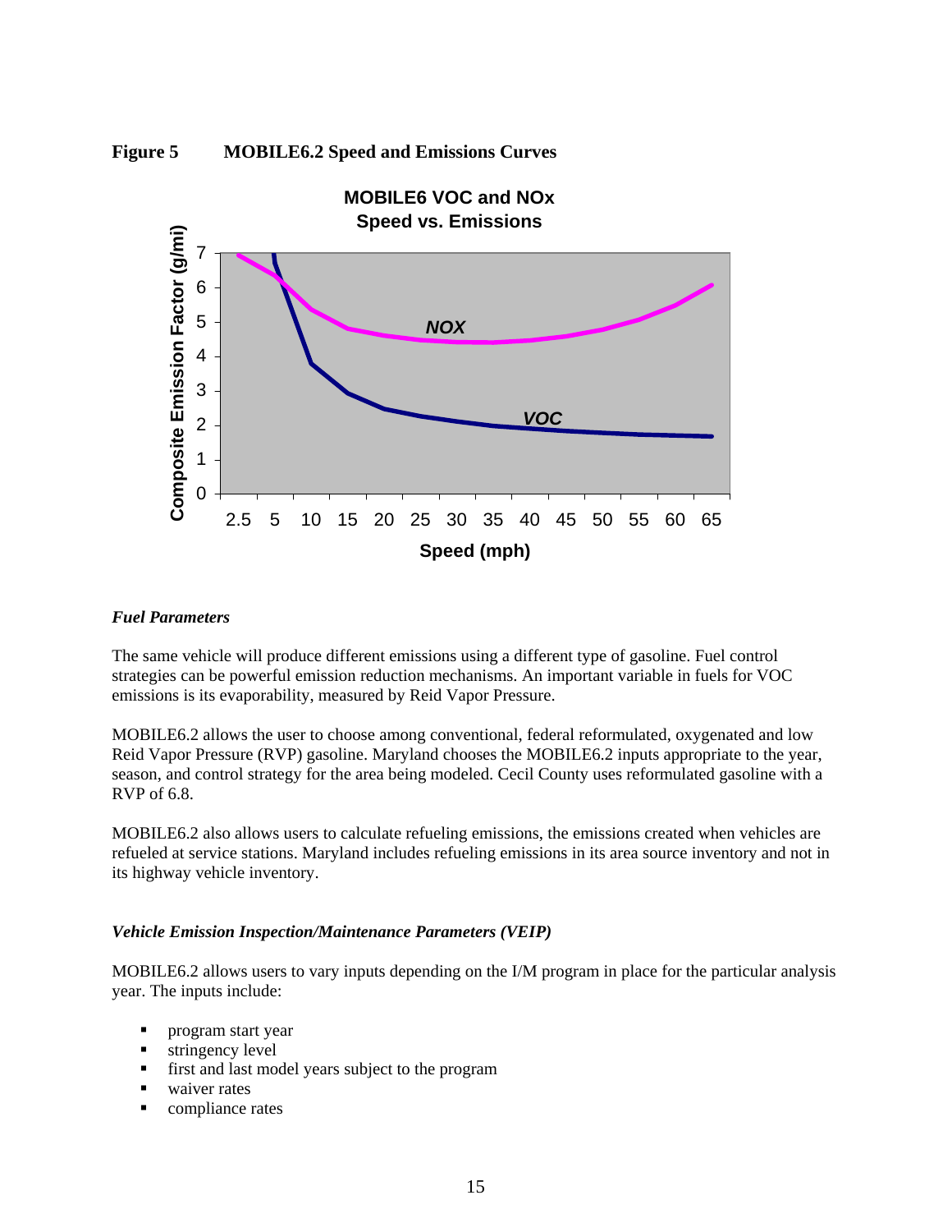**Figure 5 MOBILE6.2 Speed and Emissions Curves**

### *Fuel Parameters*

The same vehicle will produce different emissions using a different type of gasoline. Fuel control strategies can be powerful emission reduction mechanisms. An important variable in fuels for VOC emissions is its evaporability, measured by Reid Vapor Pressure.

MOBILE6.2 allows the user to choose among conventional, federal reformulated, oxygenated and low Reid Vapor Pressure (RVP) gasoline. Maryland chooses the MOBILE6.2 inputs appropriate to the year, season, and control strategy for the area being modeled. Cecil County uses reformulated gasoline with a RVP of 6.8.

MOBILE6.2 also allows users to calculate refueling emissions, the emissions created when vehicles are refueled at service stations. Maryland includes refueling emissions in its area source inventory and not in its highway vehicle inventory.

### *Vehicle Emission Inspection/Maintenance Parameters (VEIP)*

MOBILE6.2 allows users to vary inputs depending on the I/M program in place for the particular analysis year. The inputs include:

- program start year
- stringency level
- first and last model years subject to the program
- waiver rates
- compliance rates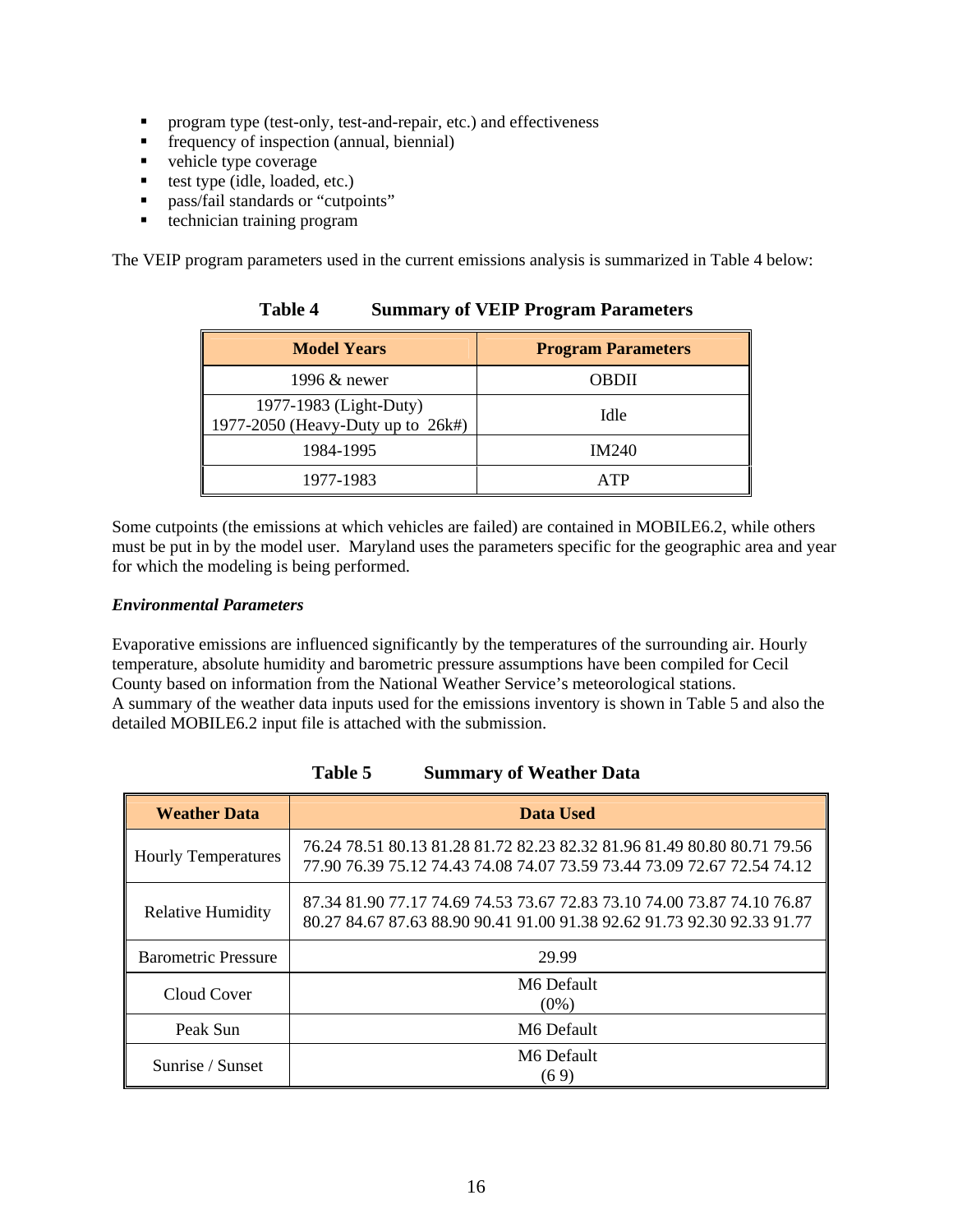- program type (test-only, test-and-repair, etc.) and effectiveness
- frequency of inspection (annual, biennial)
- vehicle type coverage
- test type (idle, loaded, etc.)
- pass/fail standards or "cutpoints"
- technician training program

The VEIP program parameters used in the current emissions analysis is summarized in Table 4 below:

**Table 4 Summary of VEIP Program Parameters**

| Model Years | Program Parameters |
|---|---|
| 1996 & newer | OBDII |
| 1977-1983 (Light-Duty)<br>1977-2050 (Heavy-Duty up to 26k#) | Idle |
| 1984-1995 | IM240 |
| 1977-1983 | ATP |

Some cutpoints (the emissions at which vehicles are failed) are contained in MOBILE6.2, while others must be put in by the model user. Maryland uses the parameters specific for the geographic area and year for which the modeling is being performed.

***Environmental Parameters***

Evaporative emissions are influenced significantly by the temperatures of the surrounding air. Hourly temperature, absolute humidity and barometric pressure assumptions have been compiled for Cecil County based on information from the National Weather Service's meteorological stations.
A summary of the weather data inputs used for the emissions inventory is shown in Table 5 and also the detailed MOBILE6.2 input file is attached with the submission.

**Table 5 Summary of Weather Data**

| Weather Data | Data Used |
|---|---|
| Hourly Temperatures | 76.24 78.51 80.13 81.28 81.72 82.23 82.32 81.96 81.49 80.80 80.71 79.56 77.90 76.39 75.12 74.43 74.08 74.07 73.59 73.44 73.09 72.67 72.54 74.12 |
| Relative Humidity | 87.34 81.90 77.17 74.69 74.53 73.67 72.83 73.10 74.00 73.87 74.10 76.87 80.27 84.67 87.63 88.90 90.41 91.00 91.38 92.62 91.73 92.30 92.33 91.77 |
| Barometric Pressure | 29.99 |
| Cloud Cover | M6 Default<br>(0%) |
| Peak Sun | M6 Default |
| Sunrise / Sunset | M6 Default<br>(6 9) |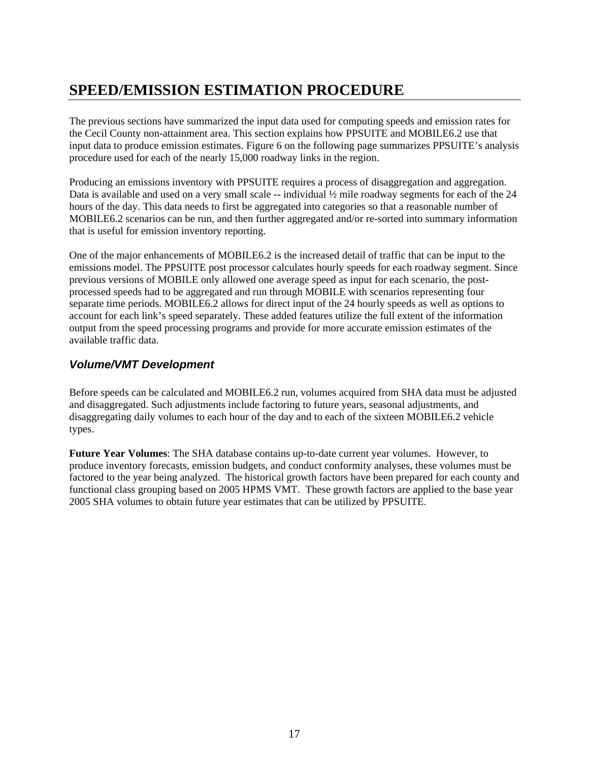# SPEED/EMISSION ESTIMATION PROCEDURE

The previous sections have summarized the input data used for computing speeds and emission rates for the Cecil County non-attainment area. This section explains how PPSUITE and MOBILE6.2 use that input data to produce emission estimates. Figure 6 on the following page summarizes PPSUITE's analysis procedure used for each of the nearly 15,000 roadway links in the region.

Producing an emissions inventory with PPSUITE requires a process of disaggregation and aggregation. Data is available and used on a very small scale -- individual ½ mile roadway segments for each of the 24 hours of the day. This data needs to first be aggregated into categories so that a reasonable number of MOBILE6.2 scenarios can be run, and then further aggregated and/or re-sorted into summary information that is useful for emission inventory reporting.

One of the major enhancements of MOBILE6.2 is the increased detail of traffic that can be input to the emissions model. The PPSUITE post processor calculates hourly speeds for each roadway segment. Since previous versions of MOBILE only allowed one average speed as input for each scenario, the post-processed speeds had to be aggregated and run through MOBILE with scenarios representing four separate time periods. MOBILE6.2 allows for direct input of the 24 hourly speeds as well as options to account for each link's speed separately. These added features utilize the full extent of the information output from the speed processing programs and provide for more accurate emission estimates of the available traffic data.

## *Volume/VMT Development*

Before speeds can be calculated and MOBILE6.2 run, volumes acquired from SHA data must be adjusted and disaggregated. Such adjustments include factoring to future years, seasonal adjustments, and disaggregating daily volumes to each hour of the day and to each of the sixteen MOBILE6.2 vehicle types.

**Future Year Volumes**: The SHA database contains up-to-date current year volumes. However, to produce inventory forecasts, emission budgets, and conduct conformity analyses, these volumes must be factored to the year being analyzed. The historical growth factors have been prepared for each county and functional class grouping based on 2005 HPMS VMT. These growth factors are applied to the base year 2005 SHA volumes to obtain future year estimates that can be utilized by PPSUITE.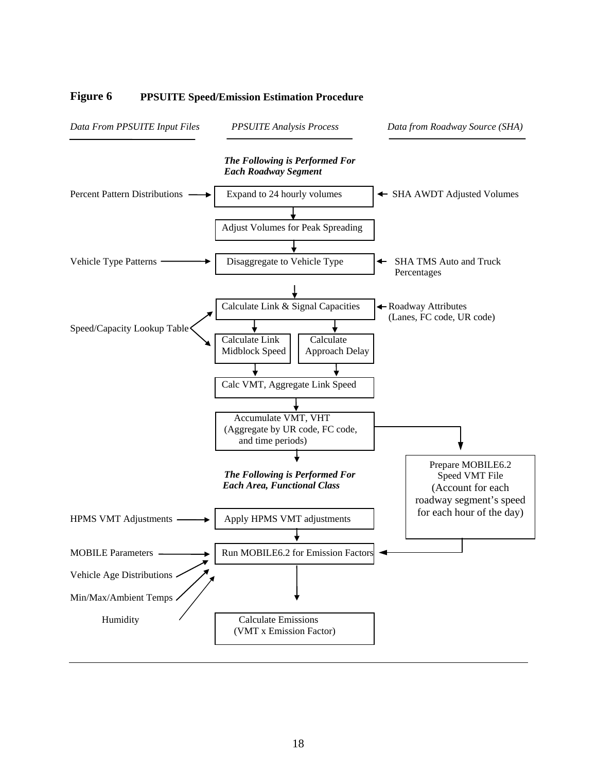**Figure 6 PPSUITE Speed/Emission Estimation Procedure**

*Data From PPSUITE Input Files* | *PPSUITE Analysis Process* | *Data from Roadway Source (SHA)*

***The Following is Performed For Each Roadway Segment***

Percent Pattern Distributions → Expand to 24 hourly volumes ← SHA AWDT Adjusted Volumes

Adjust Volumes for Peak Spreading

Vehicle Type Patterns → Disaggregate to Vehicle Type ← SHA TMS Auto and Truck Percentages

Calculate Link & Signal Capacities ← Roadway Attributes (Lanes, FC code, UR code)

Speed/Capacity Lookup Table → Calculate Link Midblock Speed | Calculate Approach Delay

Calc VMT, Aggregate Link Speed

Accumulate VMT, VHT (Aggregate by UR code, FC code, and time periods)

Prepare MOBILE6.2 Speed VMT File (Account for each roadway segment's speed for each hour of the day)

***The Following is Performed For Each Area, Functional Class***

HPMS VMT Adjustments → Apply HPMS VMT adjustments

MOBILE Parameters → Run MOBILE6.2 for Emission Factors

Vehicle Age Distributions

Min/Max/Ambient Temps

Humidity

Calculate Emissions (VMT x Emission Factor)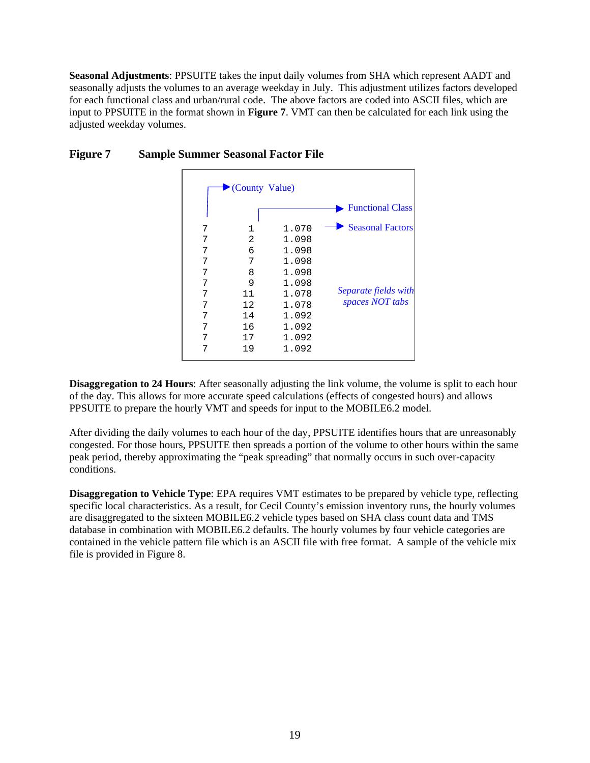**Seasonal Adjustments**: PPSUITE takes the input daily volumes from SHA which represent AADT and seasonally adjusts the volumes to an average weekday in July. This adjustment utilizes factors developed for each functional class and urban/rural code. The above factors are coded into ASCII files, which are input to PPSUITE in the format shown in **Figure 7**. VMT can then be calculated for each link using the adjusted weekday volumes.

**Figure 7 Sample Summer Seasonal Factor File**

```
(County Value)
                          Functional Class
7      1      1.070       Seasonal Factors
7      2      1.098
7      6      1.098
7      7      1.098
7      8      1.098
7      9      1.098
7     11      1.078       Separate fields with
7     12      1.078       spaces NOT tabs
7     14      1.092
7     16      1.092
7     17      1.092
7     19      1.092
```

**Disaggregation to 24 Hours**: After seasonally adjusting the link volume, the volume is split to each hour of the day. This allows for more accurate speed calculations (effects of congested hours) and allows PPSUITE to prepare the hourly VMT and speeds for input to the MOBILE6.2 model.

After dividing the daily volumes to each hour of the day, PPSUITE identifies hours that are unreasonably congested. For those hours, PPSUITE then spreads a portion of the volume to other hours within the same peak period, thereby approximating the "peak spreading" that normally occurs in such over-capacity conditions.

**Disaggregation to Vehicle Type**: EPA requires VMT estimates to be prepared by vehicle type, reflecting specific local characteristics. As a result, for Cecil County's emission inventory runs, the hourly volumes are disaggregated to the sixteen MOBILE6.2 vehicle types based on SHA class count data and TMS database in combination with MOBILE6.2 defaults. The hourly volumes by four vehicle categories are contained in the vehicle pattern file which is an ASCII file with free format. A sample of the vehicle mix file is provided in Figure 8.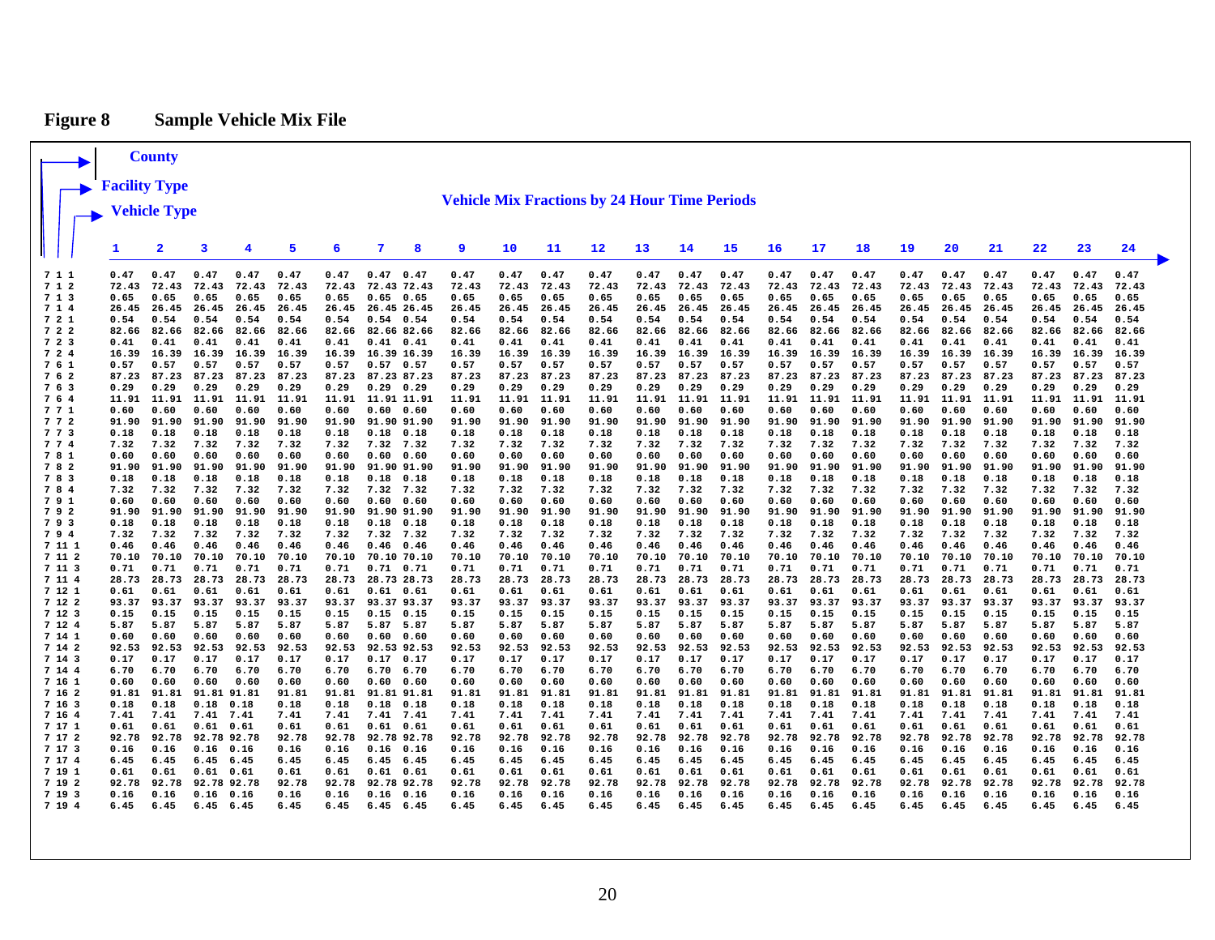**Figure 8 Sample Vehicle Mix File**

County
Facility Type
Vehicle Type

Vehicle Mix Fractions by 24 Hour Time Periods

| County | Facility Type | Vehicle Type | 1 | 2 | 3 | 4 | 5 | 6 | 7 | 8 | 9 | 10 | 11 | 12 | 13 | 14 | 15 | 16 | 17 | 18 | 19 | 20 | 21 | 22 | 23 | 24 |
|---|---|---|---|---|---|---|---|---|---|---|---|---|---|---|---|---|---|---|---|---|---|---|---|---|---|---|
| 7 | 1 | 1 | 0.47 | 0.47 | 0.47 | 0.47 | 0.47 | 0.47 | 0.47 | 0.47 | 0.47 | 0.47 | 0.47 | 0.47 | 0.47 | 0.47 | 0.47 | 0.47 | 0.47 | 0.47 | 0.47 | 0.47 | 0.47 | 0.47 | 0.47 | 0.47 |
| 7 | 1 | 2 | 72.43 | 72.43 | 72.43 | 72.43 | 72.43 | 72.43 | 72.43 | 72.43 | 72.43 | 72.43 | 72.43 | 72.43 | 72.43 | 72.43 | 72.43 | 72.43 | 72.43 | 72.43 | 72.43 | 72.43 | 72.43 | 72.43 | 72.43 | 72.43 |
| 7 | 1 | 3 | 0.65 | 0.65 | 0.65 | 0.65 | 0.65 | 0.65 | 0.65 | 0.65 | 0.65 | 0.65 | 0.65 | 0.65 | 0.65 | 0.65 | 0.65 | 0.65 | 0.65 | 0.65 | 0.65 | 0.65 | 0.65 | 0.65 | 0.65 | 0.65 |
| 7 | 1 | 4 | 26.45 | 26.45 | 26.45 | 26.45 | 26.45 | 26.45 | 26.45 | 26.45 | 26.45 | 26.45 | 26.45 | 26.45 | 26.45 | 26.45 | 26.45 | 26.45 | 26.45 | 26.45 | 26.45 | 26.45 | 26.45 | 26.45 | 26.45 | 26.45 |
| 7 | 2 | 1 | 0.54 | 0.54 | 0.54 | 0.54 | 0.54 | 0.54 | 0.54 | 0.54 | 0.54 | 0.54 | 0.54 | 0.54 | 0.54 | 0.54 | 0.54 | 0.54 | 0.54 | 0.54 | 0.54 | 0.54 | 0.54 | 0.54 | 0.54 | 0.54 |
| 7 | 2 | 2 | 82.66 | 82.66 | 82.66 | 82.66 | 82.66 | 82.66 | 82.66 | 82.66 | 82.66 | 82.66 | 82.66 | 82.66 | 82.66 | 82.66 | 82.66 | 82.66 | 82.66 | 82.66 | 82.66 | 82.66 | 82.66 | 82.66 | 82.66 | 82.66 |
| 7 | 2 | 3 | 0.41 | 0.41 | 0.41 | 0.41 | 0.41 | 0.41 | 0.41 | 0.41 | 0.41 | 0.41 | 0.41 | 0.41 | 0.41 | 0.41 | 0.41 | 0.41 | 0.41 | 0.41 | 0.41 | 0.41 | 0.41 | 0.41 | 0.41 | 0.41 |
| 7 | 2 | 4 | 16.39 | 16.39 | 16.39 | 16.39 | 16.39 | 16.39 | 16.39 | 16.39 | 16.39 | 16.39 | 16.39 | 16.39 | 16.39 | 16.39 | 16.39 | 16.39 | 16.39 | 16.39 | 16.39 | 16.39 | 16.39 | 16.39 | 16.39 | 16.39 |
| 7 | 6 | 1 | 0.57 | 0.57 | 0.57 | 0.57 | 0.57 | 0.57 | 0.57 | 0.57 | 0.57 | 0.57 | 0.57 | 0.57 | 0.57 | 0.57 | 0.57 | 0.57 | 0.57 | 0.57 | 0.57 | 0.57 | 0.57 | 0.57 | 0.57 | 0.57 |
| 7 | 6 | 2 | 87.23 | 87.23 | 87.23 | 87.23 | 87.23 | 87.23 | 87.23 | 87.23 | 87.23 | 87.23 | 87.23 | 87.23 | 87.23 | 87.23 | 87.23 | 87.23 | 87.23 | 87.23 | 87.23 | 87.23 | 87.23 | 87.23 | 87.23 | 87.23 |
| 7 | 6 | 3 | 0.29 | 0.29 | 0.29 | 0.29 | 0.29 | 0.29 | 0.29 | 0.29 | 0.29 | 0.29 | 0.29 | 0.29 | 0.29 | 0.29 | 0.29 | 0.29 | 0.29 | 0.29 | 0.29 | 0.29 | 0.29 | 0.29 | 0.29 | 0.29 |
| 7 | 6 | 4 | 11.91 | 11.91 | 11.91 | 11.91 | 11.91 | 11.91 | 11.91 | 11.91 | 11.91 | 11.91 | 11.91 | 11.91 | 11.91 | 11.91 | 11.91 | 11.91 | 11.91 | 11.91 | 11.91 | 11.91 | 11.91 | 11.91 | 11.91 | 11.91 |
| 7 | 7 | 1 | 0.60 | 0.60 | 0.60 | 0.60 | 0.60 | 0.60 | 0.60 | 0.60 | 0.60 | 0.60 | 0.60 | 0.60 | 0.60 | 0.60 | 0.60 | 0.60 | 0.60 | 0.60 | 0.60 | 0.60 | 0.60 | 0.60 | 0.60 | 0.60 |
| 7 | 7 | 2 | 91.90 | 91.90 | 91.90 | 91.90 | 91.90 | 91.90 | 91.90 | 91.90 | 91.90 | 91.90 | 91.90 | 91.90 | 91.90 | 91.90 | 91.90 | 91.90 | 91.90 | 91.90 | 91.90 | 91.90 | 91.90 | 91.90 | 91.90 | 91.90 |
| 7 | 7 | 3 | 0.18 | 0.18 | 0.18 | 0.18 | 0.18 | 0.18 | 0.18 | 0.18 | 0.18 | 0.18 | 0.18 | 0.18 | 0.18 | 0.18 | 0.18 | 0.18 | 0.18 | 0.18 | 0.18 | 0.18 | 0.18 | 0.18 | 0.18 | 0.18 |
| 7 | 7 | 4 | 7.32 | 7.32 | 7.32 | 7.32 | 7.32 | 7.32 | 7.32 | 7.32 | 7.32 | 7.32 | 7.32 | 7.32 | 7.32 | 7.32 | 7.32 | 7.32 | 7.32 | 7.32 | 7.32 | 7.32 | 7.32 | 7.32 | 7.32 | 7.32 |
| 7 | 8 | 1 | 0.60 | 0.60 | 0.60 | 0.60 | 0.60 | 0.60 | 0.60 | 0.60 | 0.60 | 0.60 | 0.60 | 0.60 | 0.60 | 0.60 | 0.60 | 0.60 | 0.60 | 0.60 | 0.60 | 0.60 | 0.60 | 0.60 | 0.60 | 0.60 |
| 7 | 8 | 2 | 91.90 | 91.90 | 91.90 | 91.90 | 91.90 | 91.90 | 91.90 | 91.90 | 91.90 | 91.90 | 91.90 | 91.90 | 91.90 | 91.90 | 91.90 | 91.90 | 91.90 | 91.90 | 91.90 | 91.90 | 91.90 | 91.90 | 91.90 | 91.90 |
| 7 | 8 | 3 | 0.18 | 0.18 | 0.18 | 0.18 | 0.18 | 0.18 | 0.18 | 0.18 | 0.18 | 0.18 | 0.18 | 0.18 | 0.18 | 0.18 | 0.18 | 0.18 | 0.18 | 0.18 | 0.18 | 0.18 | 0.18 | 0.18 | 0.18 | 0.18 |
| 7 | 8 | 4 | 7.32 | 7.32 | 7.32 | 7.32 | 7.32 | 7.32 | 7.32 | 7.32 | 7.32 | 7.32 | 7.32 | 7.32 | 7.32 | 7.32 | 7.32 | 7.32 | 7.32 | 7.32 | 7.32 | 7.32 | 7.32 | 7.32 | 7.32 | 7.32 |
| 7 | 9 | 1 | 0.60 | 0.60 | 0.60 | 0.60 | 0.60 | 0.60 | 0.60 | 0.60 | 0.60 | 0.60 | 0.60 | 0.60 | 0.60 | 0.60 | 0.60 | 0.60 | 0.60 | 0.60 | 0.60 | 0.60 | 0.60 | 0.60 | 0.60 | 0.60 |
| 7 | 9 | 2 | 91.90 | 91.90 | 91.90 | 91.90 | 91.90 | 91.90 | 91.90 | 91.90 | 91.90 | 91.90 | 91.90 | 91.90 | 91.90 | 91.90 | 91.90 | 91.90 | 91.90 | 91.90 | 91.90 | 91.90 | 91.90 | 91.90 | 91.90 | 91.90 |
| 7 | 9 | 3 | 0.18 | 0.18 | 0.18 | 0.18 | 0.18 | 0.18 | 0.18 | 0.18 | 0.18 | 0.18 | 0.18 | 0.18 | 0.18 | 0.18 | 0.18 | 0.18 | 0.18 | 0.18 | 0.18 | 0.18 | 0.18 | 0.18 | 0.18 | 0.18 |
| 7 | 9 | 4 | 7.32 | 7.32 | 7.32 | 7.32 | 7.32 | 7.32 | 7.32 | 7.32 | 7.32 | 7.32 | 7.32 | 7.32 | 7.32 | 7.32 | 7.32 | 7.32 | 7.32 | 7.32 | 7.32 | 7.32 | 7.32 | 7.32 | 7.32 | 7.32 |
| 7 | 11 | 1 | 0.46 | 0.46 | 0.46 | 0.46 | 0.46 | 0.46 | 0.46 | 0.46 | 0.46 | 0.46 | 0.46 | 0.46 | 0.46 | 0.46 | 0.46 | 0.46 | 0.46 | 0.46 | 0.46 | 0.46 | 0.46 | 0.46 | 0.46 | 0.46 |
| 7 | 11 | 2 | 70.10 | 70.10 | 70.10 | 70.10 | 70.10 | 70.10 | 70.10 | 70.10 | 70.10 | 70.10 | 70.10 | 70.10 | 70.10 | 70.10 | 70.10 | 70.10 | 70.10 | 70.10 | 70.10 | 70.10 | 70.10 | 70.10 | 70.10 | 70.10 |
| 7 | 11 | 3 | 0.71 | 0.71 | 0.71 | 0.71 | 0.71 | 0.71 | 0.71 | 0.71 | 0.71 | 0.71 | 0.71 | 0.71 | 0.71 | 0.71 | 0.71 | 0.71 | 0.71 | 0.71 | 0.71 | 0.71 | 0.71 | 0.71 | 0.71 | 0.71 |
| 7 | 11 | 4 | 28.73 | 28.73 | 28.73 | 28.73 | 28.73 | 28.73 | 28.73 | 28.73 | 28.73 | 28.73 | 28.73 | 28.73 | 28.73 | 28.73 | 28.73 | 28.73 | 28.73 | 28.73 | 28.73 | 28.73 | 28.73 | 28.73 | 28.73 | 28.73 |
| 7 | 12 | 1 | 0.61 | 0.61 | 0.61 | 0.61 | 0.61 | 0.61 | 0.61 | 0.61 | 0.61 | 0.61 | 0.61 | 0.61 | 0.61 | 0.61 | 0.61 | 0.61 | 0.61 | 0.61 | 0.61 | 0.61 | 0.61 | 0.61 | 0.61 | 0.61 |
| 7 | 12 | 2 | 93.37 | 93.37 | 93.37 | 93.37 | 93.37 | 93.37 | 93.37 | 93.37 | 93.37 | 93.37 | 93.37 | 93.37 | 93.37 | 93.37 | 93.37 | 93.37 | 93.37 | 93.37 | 93.37 | 93.37 | 93.37 | 93.37 | 93.37 | 93.37 |
| 7 | 12 | 3 | 0.15 | 0.15 | 0.15 | 0.15 | 0.15 | 0.15 | 0.15 | 0.15 | 0.15 | 0.15 | 0.15 | 0.15 | 0.15 | 0.15 | 0.15 | 0.15 | 0.15 | 0.15 | 0.15 | 0.15 | 0.15 | 0.15 | 0.15 | 0.15 |
| 7 | 12 | 4 | 5.87 | 5.87 | 5.87 | 5.87 | 5.87 | 5.87 | 5.87 | 5.87 | 5.87 | 5.87 | 5.87 | 5.87 | 5.87 | 5.87 | 5.87 | 5.87 | 5.87 | 5.87 | 5.87 | 5.87 | 5.87 | 5.87 | 5.87 | 5.87 |
| 7 | 14 | 1 | 0.60 | 0.60 | 0.60 | 0.60 | 0.60 | 0.60 | 0.60 | 0.60 | 0.60 | 0.60 | 0.60 | 0.60 | 0.60 | 0.60 | 0.60 | 0.60 | 0.60 | 0.60 | 0.60 | 0.60 | 0.60 | 0.60 | 0.60 | 0.60 |
| 7 | 14 | 2 | 92.53 | 92.53 | 92.53 | 92.53 | 92.53 | 92.53 | 92.53 | 92.53 | 92.53 | 92.53 | 92.53 | 92.53 | 92.53 | 92.53 | 92.53 | 92.53 | 92.53 | 92.53 | 92.53 | 92.53 | 92.53 | 92.53 | 92.53 | 92.53 |
| 7 | 14 | 3 | 0.17 | 0.17 | 0.17 | 0.17 | 0.17 | 0.17 | 0.17 | 0.17 | 0.17 | 0.17 | 0.17 | 0.17 | 0.17 | 0.17 | 0.17 | 0.17 | 0.17 | 0.17 | 0.17 | 0.17 | 0.17 | 0.17 | 0.17 | 0.17 |
| 7 | 14 | 4 | 6.70 | 6.70 | 6.70 | 6.70 | 6.70 | 6.70 | 6.70 | 6.70 | 6.70 | 6.70 | 6.70 | 6.70 | 6.70 | 6.70 | 6.70 | 6.70 | 6.70 | 6.70 | 6.70 | 6.70 | 6.70 | 6.70 | 6.70 | 6.70 |
| 7 | 16 | 1 | 0.60 | 0.60 | 0.60 | 0.60 | 0.60 | 0.60 | 0.60 | 0.60 | 0.60 | 0.60 | 0.60 | 0.60 | 0.60 | 0.60 | 0.60 | 0.60 | 0.60 | 0.60 | 0.60 | 0.60 | 0.60 | 0.60 | 0.60 | 0.60 |
| 7 | 16 | 2 | 91.81 | 91.81 | 91.81 | 91.81 | 91.81 | 91.81 | 91.81 | 91.81 | 91.81 | 91.81 | 91.81 | 91.81 | 91.81 | 91.81 | 91.81 | 91.81 | 91.81 | 91.81 | 91.81 | 91.81 | 91.81 | 91.81 | 91.81 | 91.81 |
| 7 | 16 | 3 | 0.18 | 0.18 | 0.18 | 0.18 | 0.18 | 0.18 | 0.18 | 0.18 | 0.18 | 0.18 | 0.18 | 0.18 | 0.18 | 0.18 | 0.18 | 0.18 | 0.18 | 0.18 | 0.18 | 0.18 | 0.18 | 0.18 | 0.18 | 0.18 |
| 7 | 16 | 4 | 7.41 | 7.41 | 7.41 | 7.41 | 7.41 | 7.41 | 7.41 | 7.41 | 7.41 | 7.41 | 7.41 | 7.41 | 7.41 | 7.41 | 7.41 | 7.41 | 7.41 | 7.41 | 7.41 | 7.41 | 7.41 | 7.41 | 7.41 | 7.41 |
| 7 | 17 | 1 | 0.61 | 0.61 | 0.61 | 0.61 | 0.61 | 0.61 | 0.61 | 0.61 | 0.61 | 0.61 | 0.61 | 0.61 | 0.61 | 0.61 | 0.61 | 0.61 | 0.61 | 0.61 | 0.61 | 0.61 | 0.61 | 0.61 | 0.61 | 0.61 |
| 7 | 17 | 2 | 92.78 | 92.78 | 92.78 | 92.78 | 92.78 | 92.78 | 92.78 | 92.78 | 92.78 | 92.78 | 92.78 | 92.78 | 92.78 | 92.78 | 92.78 | 92.78 | 92.78 | 92.78 | 92.78 | 92.78 | 92.78 | 92.78 | 92.78 | 92.78 |
| 7 | 17 | 3 | 0.16 | 0.16 | 0.16 | 0.16 | 0.16 | 0.16 | 0.16 | 0.16 | 0.16 | 0.16 | 0.16 | 0.16 | 0.16 | 0.16 | 0.16 | 0.16 | 0.16 | 0.16 | 0.16 | 0.16 | 0.16 | 0.16 | 0.16 | 0.16 |
| 7 | 17 | 4 | 6.45 | 6.45 | 6.45 | 6.45 | 6.45 | 6.45 | 6.45 | 6.45 | 6.45 | 6.45 | 6.45 | 6.45 | 6.45 | 6.45 | 6.45 | 6.45 | 6.45 | 6.45 | 6.45 | 6.45 | 6.45 | 6.45 | 6.45 | 6.45 |
| 7 | 19 | 1 | 0.61 | 0.61 | 0.61 | 0.61 | 0.61 | 0.61 | 0.61 | 0.61 | 0.61 | 0.61 | 0.61 | 0.61 | 0.61 | 0.61 | 0.61 | 0.61 | 0.61 | 0.61 | 0.61 | 0.61 | 0.61 | 0.61 | 0.61 | 0.61 |
| 7 | 19 | 2 | 92.78 | 92.78 | 92.78 | 92.78 | 92.78 | 92.78 | 92.78 | 92.78 | 92.78 | 92.78 | 92.78 | 92.78 | 92.78 | 92.78 | 92.78 | 92.78 | 92.78 | 92.78 | 92.78 | 92.78 | 92.78 | 92.78 | 92.78 | 92.78 |
| 7 | 19 | 3 | 0.16 | 0.16 | 0.16 | 0.16 | 0.16 | 0.16 | 0.16 | 0.16 | 0.16 | 0.16 | 0.16 | 0.16 | 0.16 | 0.16 | 0.16 | 0.16 | 0.16 | 0.16 | 0.16 | 0.16 | 0.16 | 0.16 | 0.16 | 0.16 |
| 7 | 19 | 4 | 6.45 | 6.45 | 6.45 | 6.45 | 6.45 | 6.45 | 6.45 | 6.45 | 6.45 | 6.45 | 6.45 | 6.45 | 6.45 | 6.45 | 6.45 | 6.45 | 6.45 | 6.45 | 6.45 | 6.45 | 6.45 | 6.45 | 6.45 | 6.45 |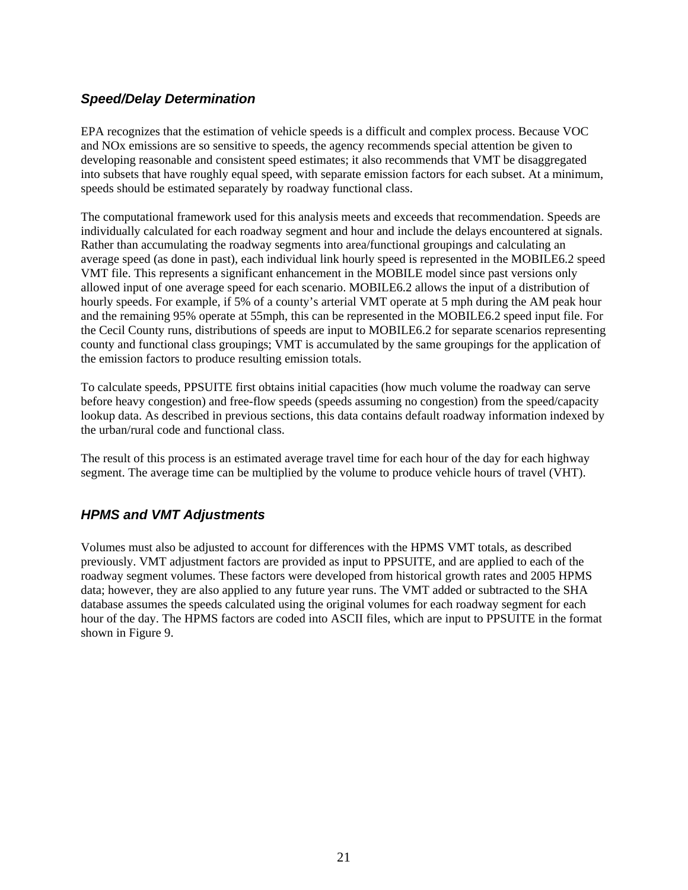### *Speed/Delay Determination*

EPA recognizes that the estimation of vehicle speeds is a difficult and complex process. Because VOC and NOx emissions are so sensitive to speeds, the agency recommends special attention be given to developing reasonable and consistent speed estimates; it also recommends that VMT be disaggregated into subsets that have roughly equal speed, with separate emission factors for each subset. At a minimum, speeds should be estimated separately by roadway functional class.

The computational framework used for this analysis meets and exceeds that recommendation. Speeds are individually calculated for each roadway segment and hour and include the delays encountered at signals. Rather than accumulating the roadway segments into area/functional groupings and calculating an average speed (as done in past), each individual link hourly speed is represented in the MOBILE6.2 speed VMT file. This represents a significant enhancement in the MOBILE model since past versions only allowed input of one average speed for each scenario. MOBILE6.2 allows the input of a distribution of hourly speeds. For example, if 5% of a county's arterial VMT operate at 5 mph during the AM peak hour and the remaining 95% operate at 55mph, this can be represented in the MOBILE6.2 speed input file. For the Cecil County runs, distributions of speeds are input to MOBILE6.2 for separate scenarios representing county and functional class groupings; VMT is accumulated by the same groupings for the application of the emission factors to produce resulting emission totals.

To calculate speeds, PPSUITE first obtains initial capacities (how much volume the roadway can serve before heavy congestion) and free-flow speeds (speeds assuming no congestion) from the speed/capacity lookup data. As described in previous sections, this data contains default roadway information indexed by the urban/rural code and functional class.

The result of this process is an estimated average travel time for each hour of the day for each highway segment. The average time can be multiplied by the volume to produce vehicle hours of travel (VHT).

### *HPMS and VMT Adjustments*

Volumes must also be adjusted to account for differences with the HPMS VMT totals, as described previously. VMT adjustment factors are provided as input to PPSUITE, and are applied to each of the roadway segment volumes. These factors were developed from historical growth rates and 2005 HPMS data; however, they are also applied to any future year runs. The VMT added or subtracted to the SHA database assumes the speeds calculated using the original volumes for each roadway segment for each hour of the day. The HPMS factors are coded into ASCII files, which are input to PPSUITE in the format shown in Figure 9.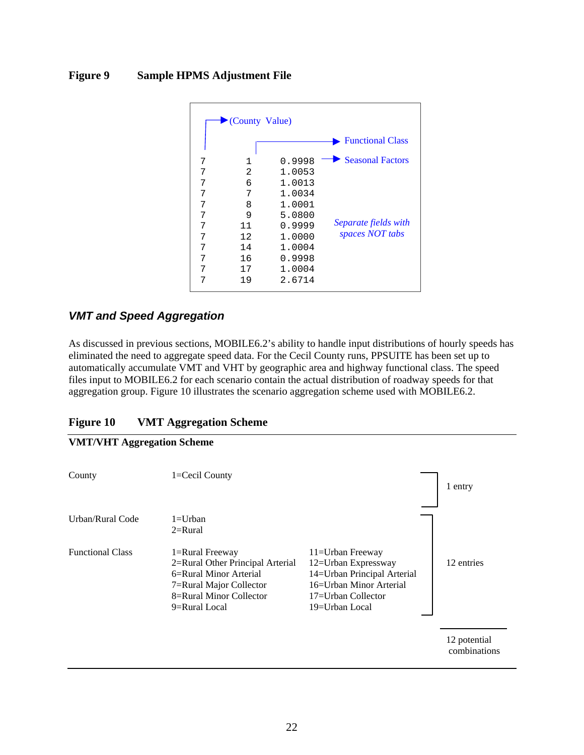**Figure 9 Sample HPMS Adjustment File**

```
7       1      0.9998
7       2      1.0053
7       6      1.0013
7       7      1.0034
7       8      1.0001
7       9      5.0800
7      11      0.9999
7      12      1.0000
7      14      1.0004
7      16      0.9998
7      17      1.0004
7      19      2.6714
```

(County Value) → first column; Functional Class → second column; Seasonal Factors → third column

*Separate fields with spaces NOT tabs*

### *VMT and Speed Aggregation*

As discussed in previous sections, MOBILE6.2's ability to handle input distributions of hourly speeds has eliminated the need to aggregate speed data. For the Cecil County runs, PPSUITE has been set up to automatically accumulate VMT and VHT by geographic area and highway functional class. The speed files input to MOBILE6.2 for each scenario contain the actual distribution of roadway speeds for that aggregation group. Figure 10 illustrates the scenario aggregation scheme used with MOBILE6.2.

**Figure 10 VMT Aggregation Scheme**

**VMT/VHT Aggregation Scheme**

| | | | |
|---|---|---|---|
| County | 1=Cecil County | | 1 entry |
| Urban/Rural Code | 1=Urban<br>2=Rural | | 12 entries |
| Functional Class | 1=Rural Freeway<br>2=Rural Other Principal Arterial<br>6=Rural Minor Arterial<br>7=Rural Major Collector<br>8=Rural Minor Collector<br>9=Rural Local | 11=Urban Freeway<br>12=Urban Expressway<br>14=Urban Principal Arterial<br>16=Urban Minor Arterial<br>17=Urban Collector<br>19=Urban Local | |
| | | | 12 potential combinations |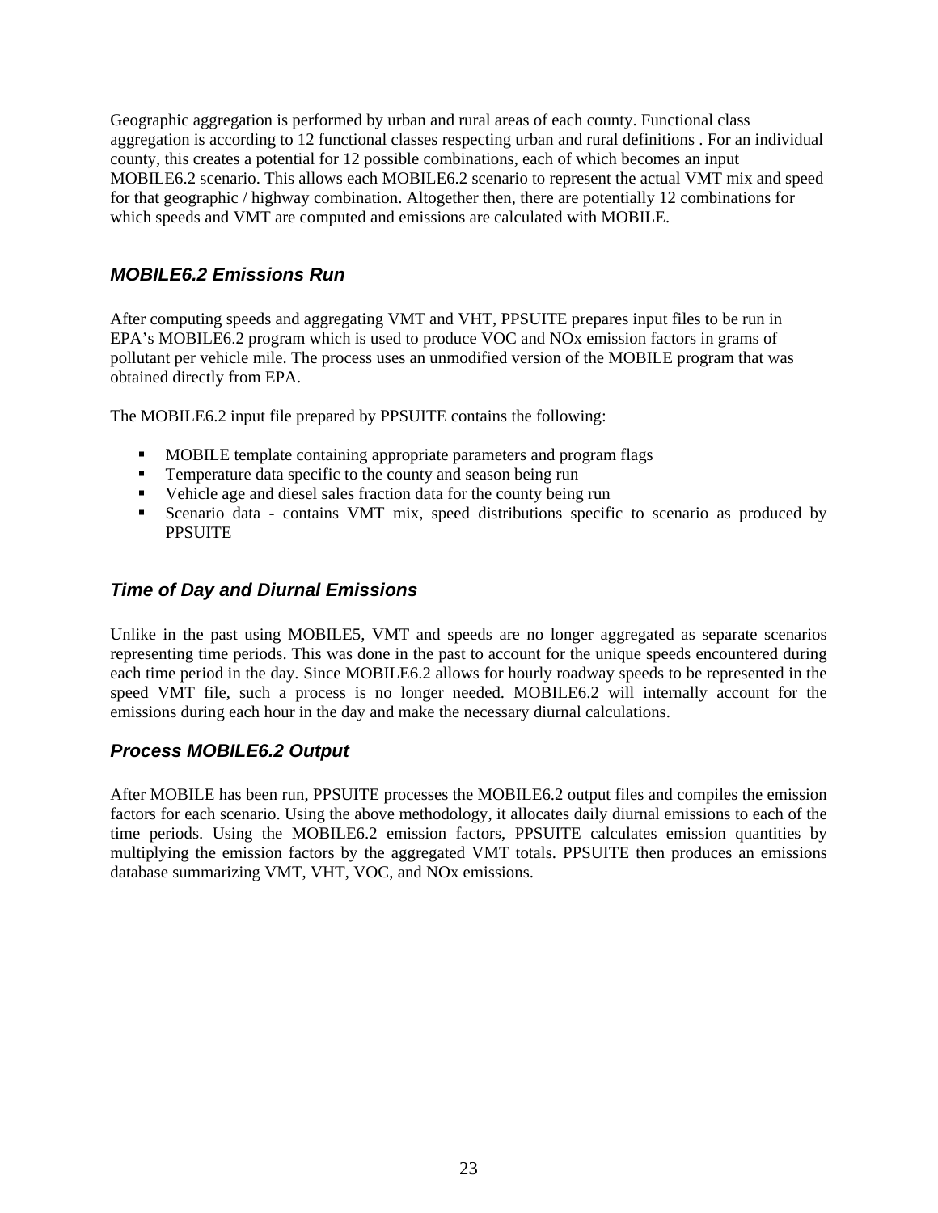Geographic aggregation is performed by urban and rural areas of each county. Functional class aggregation is according to 12 functional classes respecting urban and rural definitions . For an individual county, this creates a potential for 12 possible combinations, each of which becomes an input MOBILE6.2 scenario. This allows each MOBILE6.2 scenario to represent the actual VMT mix and speed for that geographic / highway combination. Altogether then, there are potentially 12 combinations for which speeds and VMT are computed and emissions are calculated with MOBILE.

### *MOBILE6.2 Emissions Run*

After computing speeds and aggregating VMT and VHT, PPSUITE prepares input files to be run in EPA's MOBILE6.2 program which is used to produce VOC and NOx emission factors in grams of pollutant per vehicle mile. The process uses an unmodified version of the MOBILE program that was obtained directly from EPA.

The MOBILE6.2 input file prepared by PPSUITE contains the following:

- MOBILE template containing appropriate parameters and program flags
- Temperature data specific to the county and season being run
- Vehicle age and diesel sales fraction data for the county being run
- Scenario data - contains VMT mix, speed distributions specific to scenario as produced by PPSUITE

### *Time of Day and Diurnal Emissions*

Unlike in the past using MOBILE5, VMT and speeds are no longer aggregated as separate scenarios representing time periods. This was done in the past to account for the unique speeds encountered during each time period in the day. Since MOBILE6.2 allows for hourly roadway speeds to be represented in the speed VMT file, such a process is no longer needed. MOBILE6.2 will internally account for the emissions during each hour in the day and make the necessary diurnal calculations.

### *Process MOBILE6.2 Output*

After MOBILE has been run, PPSUITE processes the MOBILE6.2 output files and compiles the emission factors for each scenario. Using the above methodology, it allocates daily diurnal emissions to each of the time periods. Using the MOBILE6.2 emission factors, PPSUITE calculates emission quantities by multiplying the emission factors by the aggregated VMT totals. PPSUITE then produces an emissions database summarizing VMT, VHT, VOC, and NOx emissions.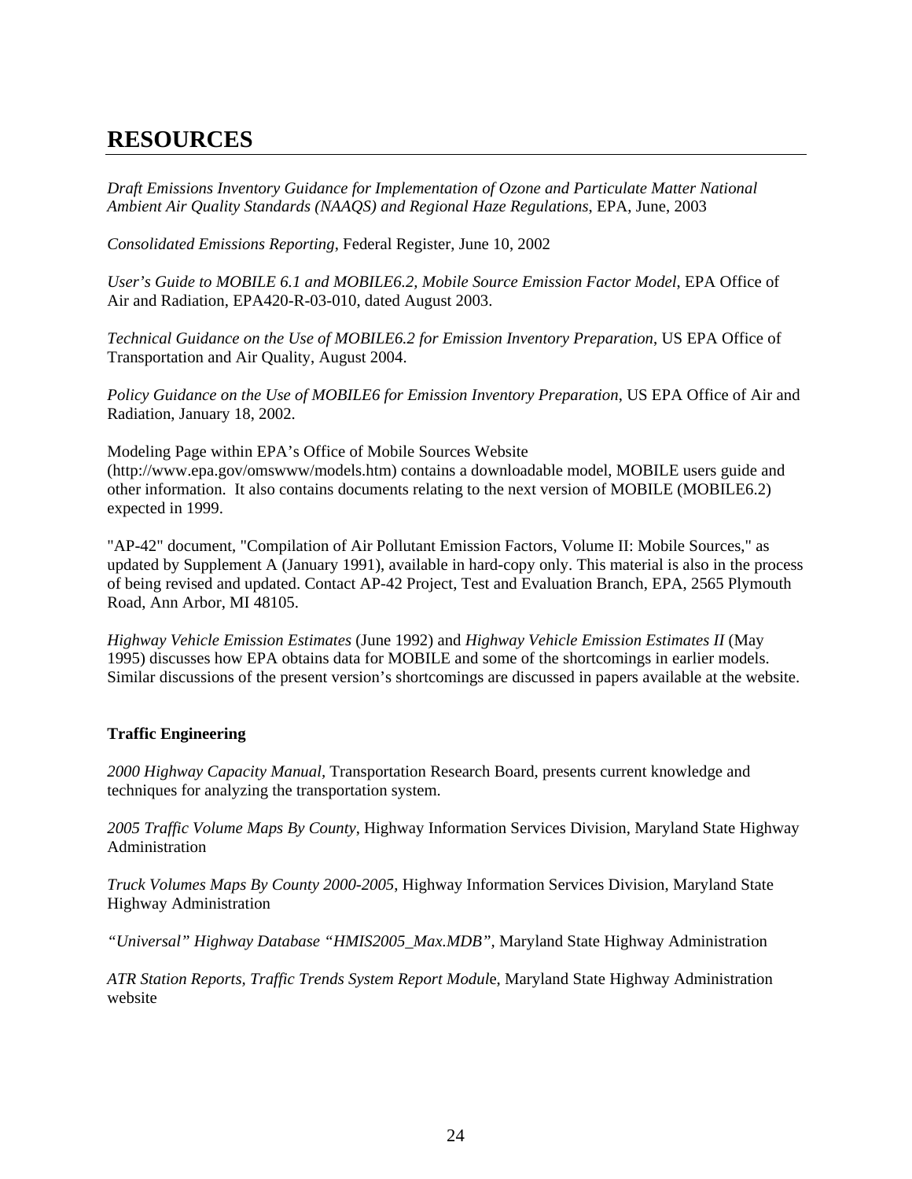# RESOURCES

*Draft Emissions Inventory Guidance for Implementation of Ozone and Particulate Matter National Ambient Air Quality Standards (NAAQS) and Regional Haze Regulations*, EPA, June, 2003

*Consolidated Emissions Reporting*, Federal Register, June 10, 2002

*User's Guide to MOBILE 6.1 and MOBILE6.2, Mobile Source Emission Factor Model*, EPA Office of Air and Radiation, EPA420-R-03-010, dated August 2003.

*Technical Guidance on the Use of MOBILE6.2 for Emission Inventory Preparation*, US EPA Office of Transportation and Air Quality, August 2004.

*Policy Guidance on the Use of MOBILE6 for Emission Inventory Preparation*, US EPA Office of Air and Radiation, January 18, 2002.

Modeling Page within EPA's Office of Mobile Sources Website (http://www.epa.gov/omswww/models.htm) contains a downloadable model, MOBILE users guide and other information. It also contains documents relating to the next version of MOBILE (MOBILE6.2) expected in 1999.

"AP-42" document, "Compilation of Air Pollutant Emission Factors, Volume II: Mobile Sources," as updated by Supplement A (January 1991), available in hard-copy only. This material is also in the process of being revised and updated. Contact AP-42 Project, Test and Evaluation Branch, EPA, 2565 Plymouth Road, Ann Arbor, MI 48105.

*Highway Vehicle Emission Estimates* (June 1992) and *Highway Vehicle Emission Estimates II* (May 1995) discusses how EPA obtains data for MOBILE and some of the shortcomings in earlier models. Similar discussions of the present version's shortcomings are discussed in papers available at the website.

**Traffic Engineering**

*2000 Highway Capacity Manual*, Transportation Research Board, presents current knowledge and techniques for analyzing the transportation system.

*2005 Traffic Volume Maps By County*, Highway Information Services Division, Maryland State Highway Administration

*Truck Volumes Maps By County 2000-2005*, Highway Information Services Division, Maryland State Highway Administration

*"Universal" Highway Database "HMIS2005_Max.MDB"*, Maryland State Highway Administration

*ATR Station Reports, Traffic Trends System Report Module*, Maryland State Highway Administration website